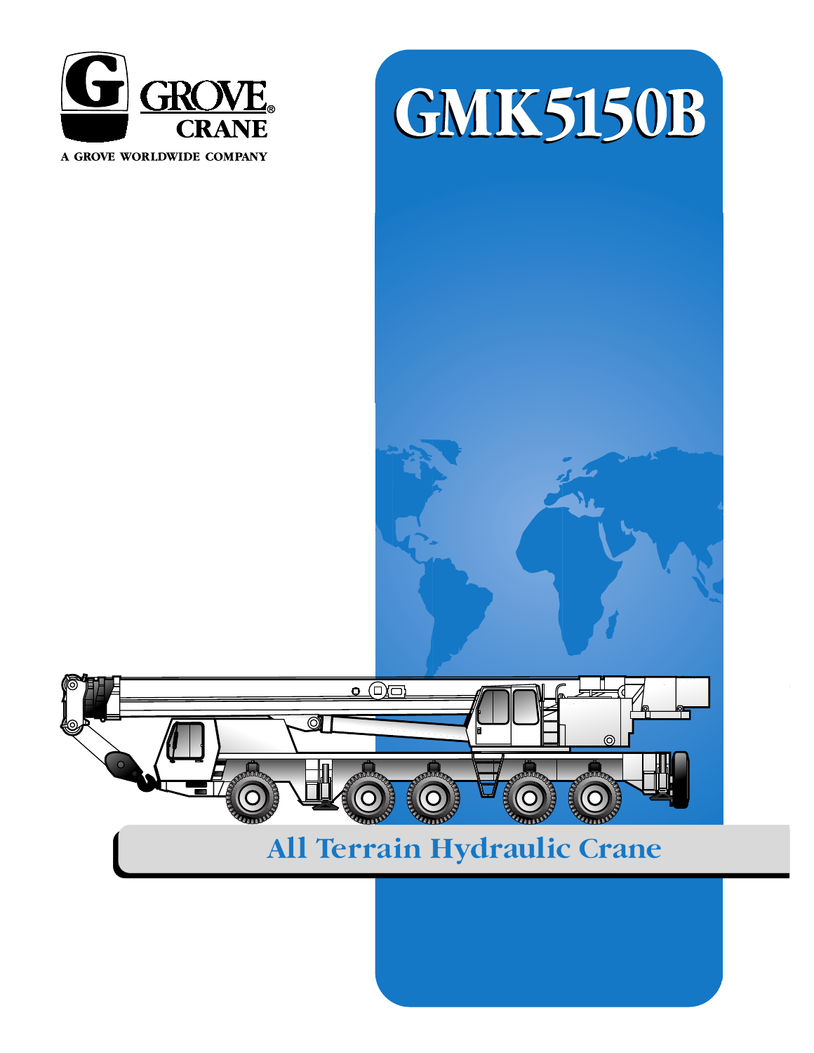GROVE CRANE

A GROVE WORLDWIDE COMPANY

# GMK5150B

## All Terrain Hydraulic Crane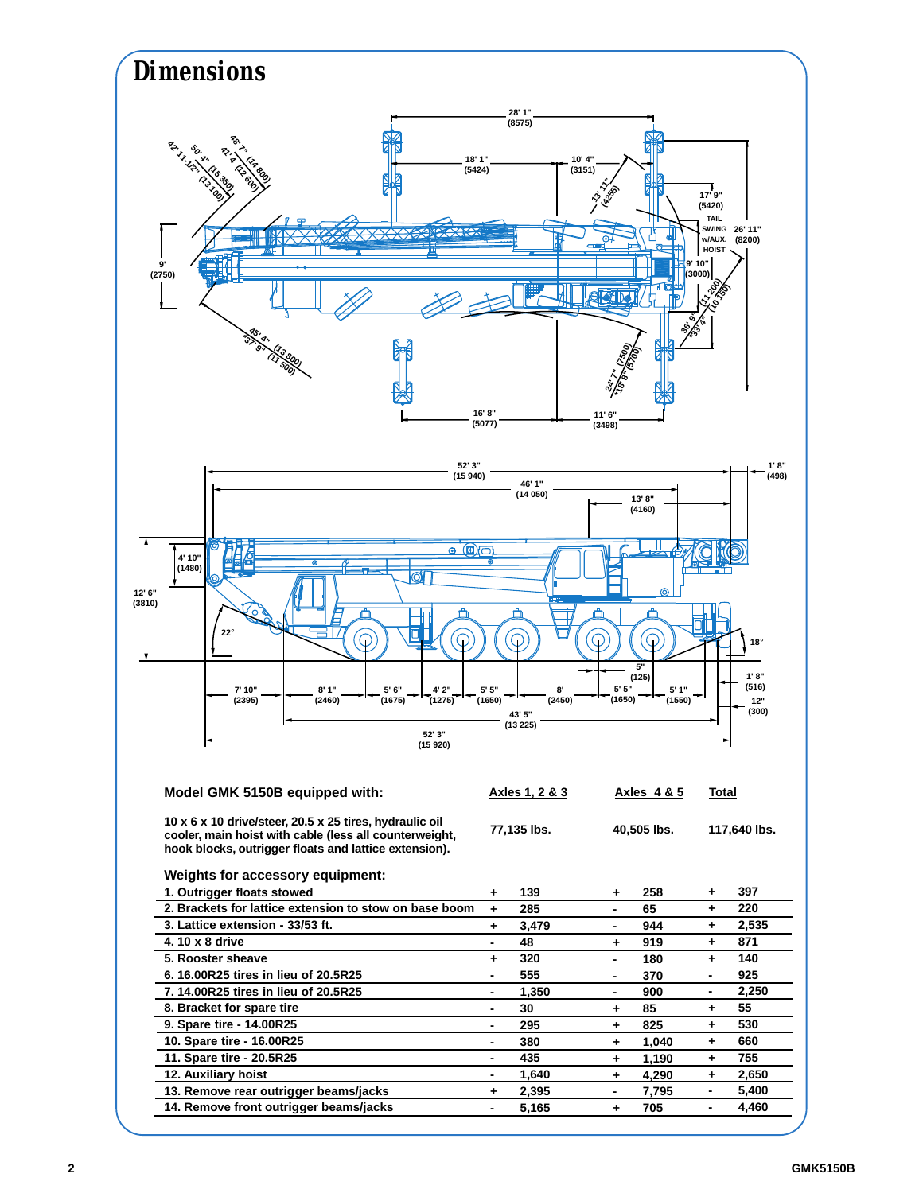# Dimensions

28' 1" (8575)

18' 1" (5424)

10' 4" (3151)

13' 11" (4255)

17' 9" (5420) TAIL SWING w/AUX. HOIST

26' 11" (8200)

9' 10" (3000)

36' 9" (11 200)

*33' 4" (10 150)

42' 11-1/2" (13 100)

50' 4" (15 350)

41' 4" (12 600)

48' 7" (14 800)

9' (2750)

45' 4" (13 800)

*37' 9" (11 500)

24' 7" (7500)

*18' 8" (5700)

16' 8" (5077)

11' 6" (3498)

52' 3" (15 940)

46' 1" (14 050)

13' 8" (4160)

1' 8" (498)

4' 10" (1480)

12' 6" (3810)

22°

18°

5" (125)

1' 8" (516)

12" (300)

7' 10" (2395)

8' 1" (2460)

5' 6" (1675)

4' 2" (1275)

5' 5" (1650)

8' (2450)

5' 5" (1650)

5' 1" (1550)

43' 5" (13 225)

52' 3" (15 920)

| Model GMK 5150B equipped with: | Axles 1, 2 & 3 | | Axles 4 & 5 | | Total | |
|---|---|---|---|---|---|---|
| 10 x 6 x 10 drive/steer, 20.5 x 25 tires, hydraulic oil cooler, main hoist with cable (less all counterweight, hook blocks, outrigger floats and lattice extension). | | 77,135 lbs. | | 40,505 lbs. | | 117,640 lbs. |
| **Weights for accessory equipment:** | | | | | | |
| 1. Outrigger floats stowed | + | 139 | + | 258 | + | 397 |
| 2. Brackets for lattice extension to stow on base boom | + | 285 | - | 65 | + | 220 |
| 3. Lattice extension - 33/53 ft. | + | 3,479 | - | 944 | + | 2,535 |
| 4. 10 x 8 drive | - | 48 | + | 919 | + | 871 |
| 5. Rooster sheave | + | 320 | - | 180 | + | 140 |
| 6. 16.00R25 tires in lieu of 20.5R25 | - | 555 | - | 370 | - | 925 |
| 7. 14.00R25 tires in lieu of 20.5R25 | - | 1,350 | - | 900 | - | 2,250 |
| 8. Bracket for spare tire | - | 30 | + | 85 | + | 55 |
| 9. Spare tire - 14.00R25 | - | 295 | + | 825 | + | 530 |
| 10. Spare tire - 16.00R25 | - | 380 | + | 1,040 | + | 660 |
| 11. Spare tire - 20.5R25 | - | 435 | + | 1,190 | + | 755 |
| 12. Auxiliary hoist | - | 1,640 | + | 4,290 | + | 2,650 |
| 13. Remove rear outrigger beams/jacks | + | 2,395 | - | 7,795 | - | 5,400 |
| 14. Remove front outrigger beams/jacks | - | 5,165 | + | 705 | - | 4,460 |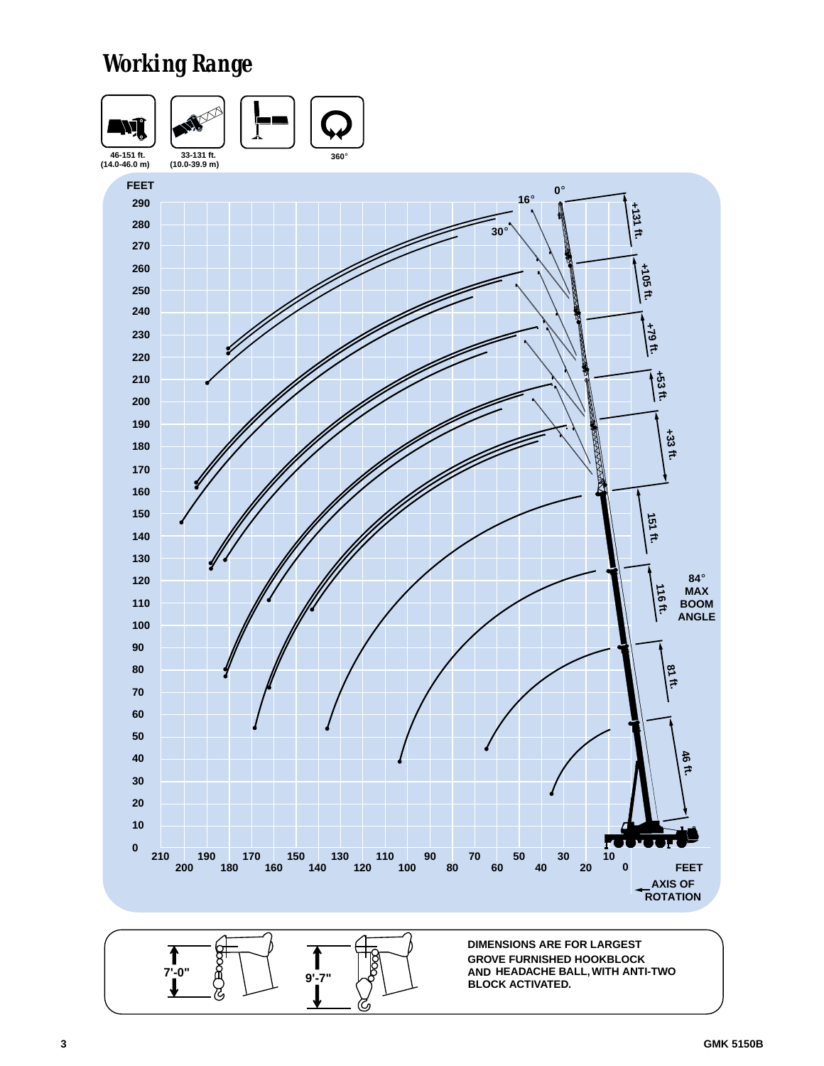# Working Range

46-151 ft. (14.0-46.0 m)

33-131 ft. (10.0-39.9 m)

360°

FEET

0°

16°

30°

+131 ft.

+105 ft.

+79 ft.

+53 ft.

+33 ft.

151 ft.

116 ft.

81 ft.

46 ft.

84° MAX BOOM ANGLE

AXIS OF ROTATION

7'-0"

9'-7"

DIMENSIONS ARE FOR LARGEST GROVE FURNISHED HOOKBLOCK AND HEADACHE BALL, WITH ANTI-TWO BLOCK ACTIVATED.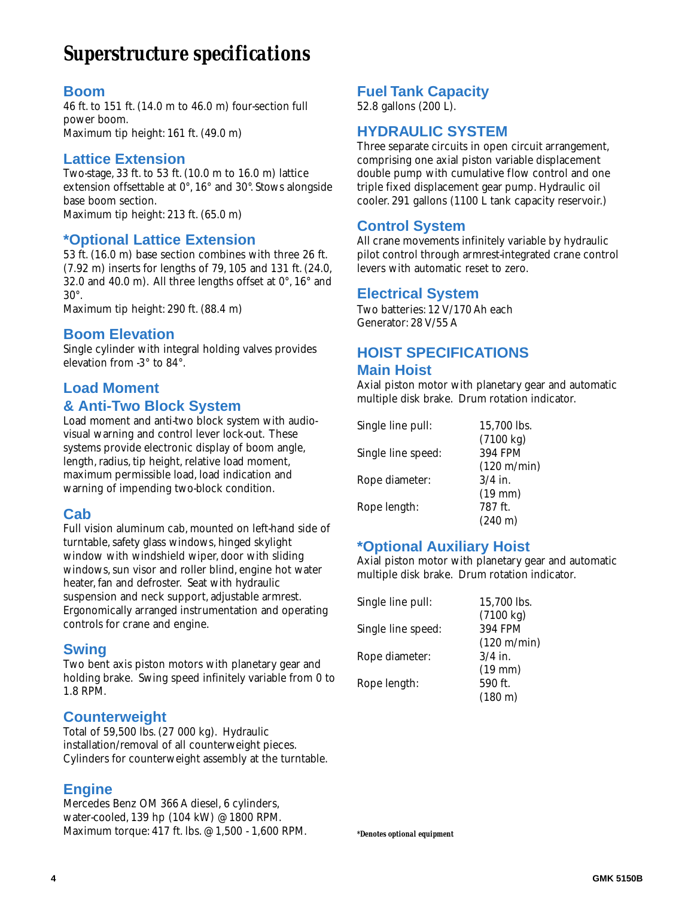# Superstructure specifications

## Boom

46 ft. to 151 ft. (14.0 m to 46.0 m) four-section full power boom.
Maximum tip height: 161 ft. (49.0 m)

## Lattice Extension

Two-stage, 33 ft. to 53 ft. (10.0 m to 16.0 m) lattice extension offsettable at 0°, 16° and 30°. Stows alongside base boom section.
Maximum tip height: 213 ft. (65.0 m)

## *Optional Lattice Extension

53 ft. (16.0 m) base section combines with three 26 ft. (7.92 m) inserts for lengths of 79, 105 and 131 ft. (24.0, 32.0 and 40.0 m). All three lengths offset at 0°, 16° and 30°.
Maximum tip height: 290 ft. (88.4 m)

## Boom Elevation

Single cylinder with integral holding valves provides elevation from -3° to 84°.

## Load Moment & Anti-Two Block System

Load moment and anti-two block system with audio-visual warning and control lever lock-out. These systems provide electronic display of boom angle, length, radius, tip height, relative load moment, maximum permissible load, load indication and warning of impending two-block condition.

## Cab

Full vision aluminum cab, mounted on left-hand side of turntable, safety glass windows, hinged skylight window with windshield wiper, door with sliding windows, sun visor and roller blind, engine hot water heater, fan and defroster. Seat with hydraulic suspension and neck support, adjustable armrest. Ergonomically arranged instrumentation and operating controls for crane and engine.

## Swing

Two bent axis piston motors with planetary gear and holding brake. Swing speed infinitely variable from 0 to 1.8 RPM.

## Counterweight

Total of 59,500 lbs. (27 000 kg). Hydraulic installation/removal of all counterweight pieces. Cylinders for counterweight assembly at the turntable.

## Engine

Mercedes Benz OM 366 A diesel, 6 cylinders, water-cooled, 139 hp (104 kW) @ 1800 RPM.
Maximum torque: 417 ft. lbs. @ 1,500 - 1,600 RPM.

## Fuel Tank Capacity

52.8 gallons (200 L).

## HYDRAULIC SYSTEM

Three separate circuits in open circuit arrangement, comprising one axial piston variable displacement double pump with cumulative flow control and one triple fixed displacement gear pump. Hydraulic oil cooler. 291 gallons (1100 L tank capacity reservoir.)

## Control System

All crane movements infinitely variable by hydraulic pilot control through armrest-integrated crane control levers with automatic reset to zero.

## Electrical System

Two batteries: 12 V/170 Ah each
Generator: 28 V/55 A

## HOIST SPECIFICATIONS

### Main Hoist

Axial piston motor with planetary gear and automatic multiple disk brake. Drum rotation indicator.

| | |
|---|---|
| Single line pull: | 15,700 lbs. (7100 kg) |
| Single line speed: | 394 FPM (120 m/min) |
| Rope diameter: | 3/4 in. (19 mm) |
| Rope length: | 787 ft. (240 m) |

### *Optional Auxiliary Hoist

Axial piston motor with planetary gear and automatic multiple disk brake. Drum rotation indicator.

| | |
|---|---|
| Single line pull: | 15,700 lbs. (7100 kg) |
| Single line speed: | 394 FPM (120 m/min) |
| Rope diameter: | 3/4 in. (19 mm) |
| Rope length: | 590 ft. (180 m) |

***Denotes optional equipment**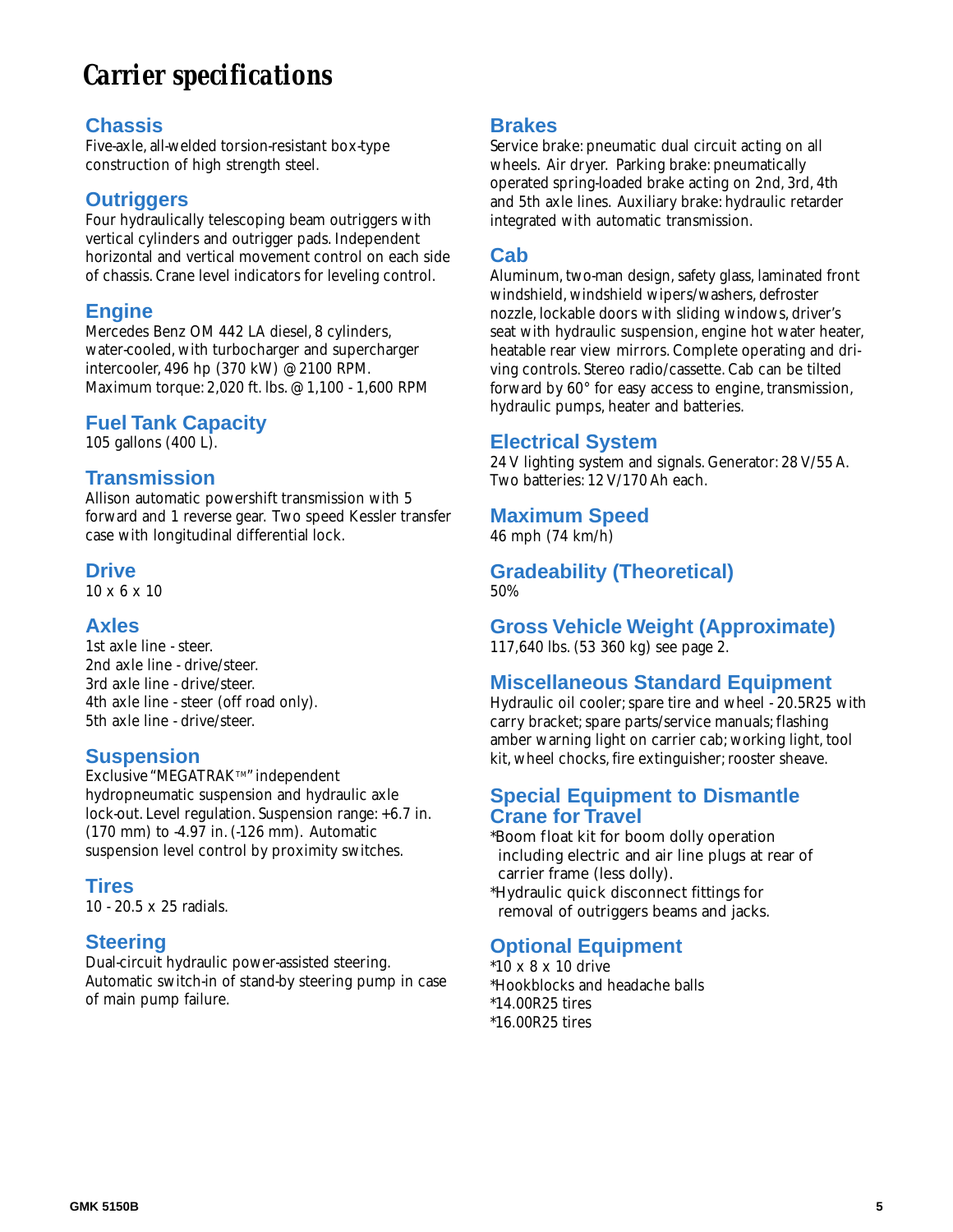# Carrier specifications

## Chassis

Five-axle, all-welded torsion-resistant box-type construction of high strength steel.

## Outriggers

Four hydraulically telescoping beam outriggers with vertical cylinders and outrigger pads. Independent horizontal and vertical movement control on each side of chassis. Crane level indicators for leveling control.

## Engine

Mercedes Benz OM 442 LA diesel, 8 cylinders, water-cooled, with turbocharger and supercharger intercooler, 496 hp (370 kW) @ 2100 RPM. Maximum torque: 2,020 ft. lbs. @ 1,100 - 1,600 RPM

## Fuel Tank Capacity

105 gallons (400 L).

## Transmission

Allison automatic powershift transmission with 5 forward and 1 reverse gear. Two speed Kessler transfer case with longitudinal differential lock.

## Drive

10 x 6 x 10

## Axles

1st axle line - steer.
2nd axle line - drive/steer.
3rd axle line - drive/steer.
4th axle line - steer (off road only).
5th axle line - drive/steer.

## Suspension

Exclusive "MEGATRAK™" independent hydropneumatic suspension and hydraulic axle lock-out. Level regulation. Suspension range: +6.7 in. (170 mm) to -4.97 in. (-126 mm). Automatic suspension level control by proximity switches.

## Tires

10 - 20.5 x 25 radials.

## Steering

Dual-circuit hydraulic power-assisted steering. Automatic switch-in of stand-by steering pump in case of main pump failure.

## Brakes

Service brake: pneumatic dual circuit acting on all wheels. Air dryer. Parking brake: pneumatically operated spring-loaded brake acting on 2nd, 3rd, 4th and 5th axle lines. Auxiliary brake: hydraulic retarder integrated with automatic transmission.

## Cab

Aluminum, two-man design, safety glass, laminated front windshield, windshield wipers/washers, defroster nozzle, lockable doors with sliding windows, driver's seat with hydraulic suspension, engine hot water heater, heatable rear view mirrors. Complete operating and driving controls. Stereo radio/cassette. Cab can be tilted forward by 60° for easy access to engine, transmission, hydraulic pumps, heater and batteries.

## Electrical System

24 V lighting system and signals. Generator: 28 V/55 A. Two batteries: 12 V/170 Ah each.

## Maximum Speed

46 mph (74 km/h)

## Gradeability (Theoretical)

50%

## Gross Vehicle Weight (Approximate)

117,640 lbs. (53 360 kg) see page 2.

## Miscellaneous Standard Equipment

Hydraulic oil cooler; spare tire and wheel - 20.5R25 with carry bracket; spare parts/service manuals; flashing amber warning light on carrier cab; working light, tool kit, wheel chocks, fire extinguisher; rooster sheave.

## Special Equipment to Dismantle Crane for Travel

*Boom float kit for boom dolly operation including electric and air line plugs at rear of carrier frame (less dolly).
*Hydraulic quick disconnect fittings for removal of outriggers beams and jacks.

## Optional Equipment

*10 x 8 x 10 drive
*Hookblocks and headache balls
*14.00R25 tires
*16.00R25 tires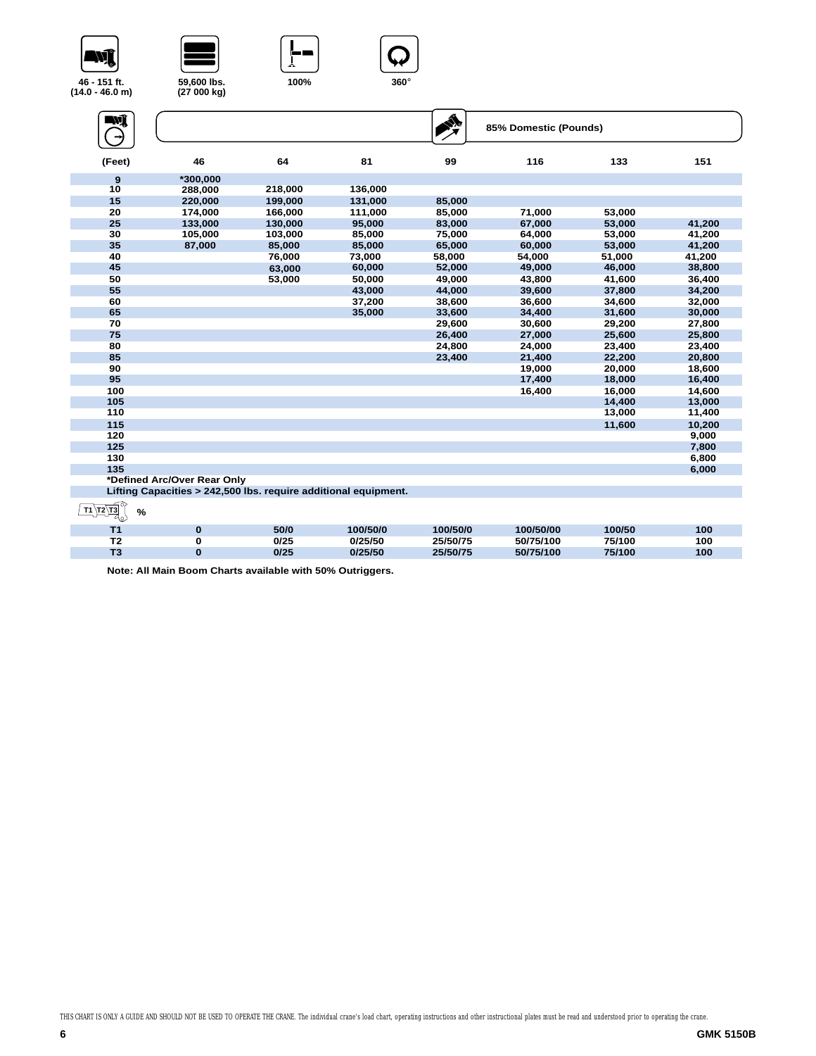46 - 151 ft.
(14.0 - 46.0 m)

59,600 lbs.
(27 000 kg)

100%

360°

85% Domestic (Pounds)

| (Feet) | 46 | 64 | 81 | 99 | 116 | 133 | 151 |
|---|---|---|---|---|---|---|---|
| 9 | *300,000 | | | | | | |
| 10 | 288,000 | 218,000 | 136,000 | | | | |
| 15 | 220,000 | 199,000 | 131,000 | 85,000 | | | |
| 20 | 174,000 | 166,000 | 111,000 | 85,000 | 71,000 | 53,000 | |
| 25 | 133,000 | 130,000 | 95,000 | 83,000 | 67,000 | 53,000 | 41,200 |
| 30 | 105,000 | 103,000 | 85,000 | 75,000 | 64,000 | 53,000 | 41,200 |
| 35 | 87,000 | 85,000 | 85,000 | 65,000 | 60,000 | 53,000 | 41,200 |
| 40 | | 76,000 | 73,000 | 58,000 | 54,000 | 51,000 | 41,200 |
| 45 | | 63,000 | 60,000 | 52,000 | 49,000 | 46,000 | 38,800 |
| 50 | | 53,000 | 50,000 | 49,000 | 43,800 | 41,600 | 36,400 |
| 55 | | | 43,000 | 44,000 | 39,600 | 37,800 | 34,200 |
| 60 | | | 37,200 | 38,600 | 36,600 | 34,600 | 32,000 |
| 65 | | | 35,000 | 33,600 | 34,400 | 31,600 | 30,000 |
| 70 | | | | 29,600 | 30,600 | 29,200 | 27,800 |
| 75 | | | | 26,400 | 27,000 | 25,600 | 25,800 |
| 80 | | | | 24,800 | 24,000 | 23,400 | 23,400 |
| 85 | | | | 23,400 | 21,400 | 22,200 | 20,800 |
| 90 | | | | | 19,000 | 20,000 | 18,600 |
| 95 | | | | | 17,400 | 18,000 | 16,400 |
| 100 | | | | | 16,400 | 16,000 | 14,600 |
| 105 | | | | | | 14,400 | 13,000 |
| 110 | | | | | | 13,000 | 11,400 |
| 115 | | | | | | 11,600 | 10,200 |
| 120 | | | | | | | 9,000 |
| 125 | | | | | | | 7,800 |
| 130 | | | | | | | 6,800 |
| 135 | | | | | | | 6,000 |

*Defined Arc/Over Rear Only

Lifting Capacities > 242,500 lbs. require additional equipment.

| % | | | | | | | |
|---|---|---|---|---|---|---|---|
| T1 | 0 | 50/0 | 100/50/0 | 100/50/0 | 100/50/00 | 100/50 | 100 |
| T2 | 0 | 0/25 | 0/25/50 | 25/50/75 | 50/75/100 | 75/100 | 100 |
| T3 | 0 | 0/25 | 0/25/50 | 25/50/75 | 50/75/100 | 75/100 | 100 |

**Note: All Main Boom Charts available with 50% Outriggers.**

THIS CHART IS ONLY A GUIDE AND SHOULD NOT BE USED TO OPERATE THE CRANE. The individual crane's load chart, operating instructions and other instructional plates must be read and understood prior to operating the crane.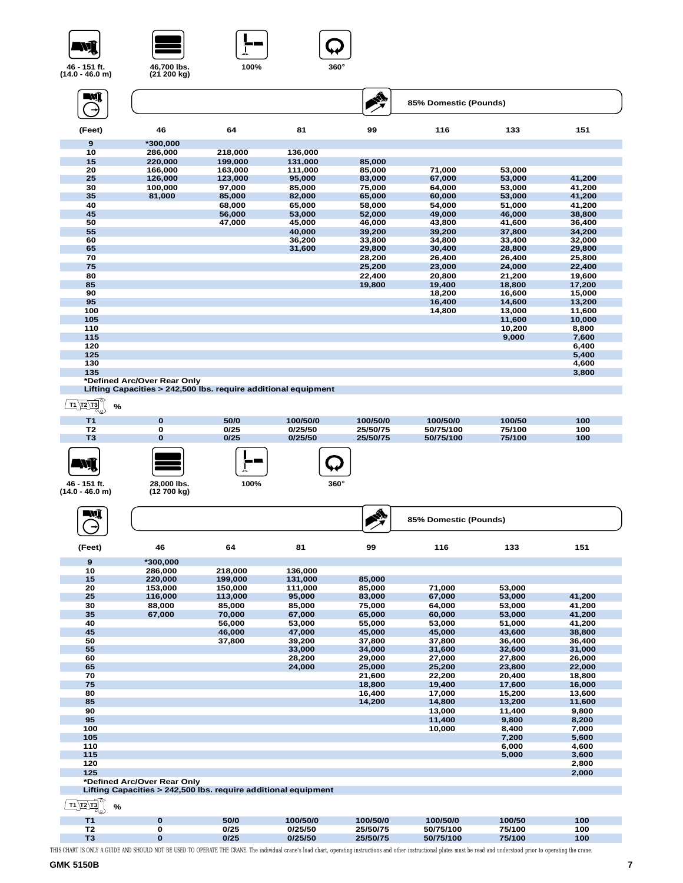46 - 151 ft. (14.0 - 46.0 m) | 46,700 lbs. (21 200 kg) | 100% | 360°

85% Domestic (Pounds)

| (Feet) | 46 | 64 | 81 | 99 | 116 | 133 | 151 |
|---|---|---|---|---|---|---|---|
| 9 | *300,000 | | | | | | |
| 10 | 286,000 | 218,000 | 136,000 | | | | |
| 15 | 220,000 | 199,000 | 131,000 | 85,000 | | | |
| 20 | 166,000 | 163,000 | 111,000 | 85,000 | 71,000 | 53,000 | |
| 25 | 126,000 | 123,000 | 95,000 | 83,000 | 67,000 | 53,000 | 41,200 |
| 30 | 100,000 | 97,000 | 85,000 | 75,000 | 64,000 | 53,000 | 41,200 |
| 35 | 81,000 | 85,000 | 82,000 | 65,000 | 60,000 | 53,000 | 41,200 |
| 40 | | 68,000 | 65,000 | 58,000 | 54,000 | 51,000 | 41,200 |
| 45 | | 56,000 | 53,000 | 52,000 | 49,000 | 46,000 | 38,800 |
| 50 | | 47,000 | 45,000 | 46,000 | 43,800 | 41,600 | 36,400 |
| 55 | | | 40,000 | 39,200 | 39,200 | 37,800 | 34,200 |
| 60 | | | 36,200 | 33,800 | 34,800 | 33,400 | 32,000 |
| 65 | | | 31,600 | 29,800 | 30,400 | 28,800 | 29,800 |
| 70 | | | | 28,200 | 26,400 | 26,400 | 25,800 |
| 75 | | | | 25,200 | 23,000 | 24,000 | 22,400 |
| 80 | | | | 22,400 | 20,800 | 21,200 | 19,600 |
| 85 | | | | 19,800 | 19,400 | 18,800 | 17,200 |
| 90 | | | | | 18,200 | 16,600 | 15,000 |
| 95 | | | | | 16,400 | 14,600 | 13,200 |
| 100 | | | | | 14,800 | 13,000 | 11,600 |
| 105 | | | | | | 11,600 | 10,000 |
| 110 | | | | | | 10,200 | 8,800 |
| 115 | | | | | | 9,000 | 7,600 |
| 120 | | | | | | | 6,400 |
| 125 | | | | | | | 5,400 |
| 130 | | | | | | | 4,600 |
| 135 | | | | | | | 3,800 |

*Defined Arc/Over Rear Only

Lifting Capacities > 242,500 lbs. require additional equipment

| T1 T2 T3 % | | | | | | | |
|---|---|---|---|---|---|---|---|
| T1 | 0 | 50/0 | 100/50/0 | 100/50/0 | 100/50/0 | 100/50 | 100 |
| T2 | 0 | 0/25 | 0/25/50 | 25/50/75 | 50/75/100 | 75/100 | 100 |
| T3 | 0 | 0/25 | 0/25/50 | 25/50/75 | 50/75/100 | 75/100 | 100 |

46 - 151 ft. (14.0 - 46.0 m) | 28,000 lbs. (12 700 kg) | 100% | 360°

85% Domestic (Pounds)

| (Feet) | 46 | 64 | 81 | 99 | 116 | 133 | 151 |
|---|---|---|---|---|---|---|---|
| 9 | *300,000 | | | | | | |
| 10 | 286,000 | 218,000 | 136,000 | | | | |
| 15 | 220,000 | 199,000 | 131,000 | 85,000 | | | |
| 20 | 153,000 | 150,000 | 111,000 | 85,000 | 71,000 | 53,000 | |
| 25 | 116,000 | 113,000 | 95,000 | 83,000 | 67,000 | 53,000 | 41,200 |
| 30 | 88,000 | 85,000 | 85,000 | 75,000 | 64,000 | 53,000 | 41,200 |
| 35 | 67,000 | 70,000 | 67,000 | 65,000 | 60,000 | 53,000 | 41,200 |
| 40 | | 56,000 | 53,000 | 55,000 | 53,000 | 51,000 | 41,200 |
| 45 | | 46,000 | 47,000 | 45,000 | 45,000 | 43,600 | 38,800 |
| 50 | | 37,800 | 39,200 | 37,800 | 37,800 | 36,400 | 36,400 |
| 55 | | | 33,000 | 34,000 | 31,600 | 32,600 | 31,000 |
| 60 | | | 28,200 | 29,000 | 27,000 | 27,800 | 26,000 |
| 65 | | | 24,000 | 25,000 | 25,200 | 23,800 | 22,000 |
| 70 | | | | 21,600 | 22,200 | 20,400 | 18,800 |
| 75 | | | | 18,800 | 19,400 | 17,600 | 16,000 |
| 80 | | | | 16,400 | 17,000 | 15,200 | 13,600 |
| 85 | | | | 14,200 | 14,800 | 13,200 | 11,600 |
| 90 | | | | | 13,000 | 11,400 | 9,800 |
| 95 | | | | | 11,400 | 9,800 | 8,200 |
| 100 | | | | | 10,000 | 8,400 | 7,000 |
| 105 | | | | | | 7,200 | 5,600 |
| 110 | | | | | | 6,000 | 4,600 |
| 115 | | | | | | 5,000 | 3,600 |
| 120 | | | | | | | 2,800 |
| 125 | | | | | | | 2,000 |

*Defined Arc/Over Rear Only

Lifting Capacities > 242,500 lbs. require additional equipment

| T1 T2 T3 % | | | | | | | |
|---|---|---|---|---|---|---|---|
| T1 | 0 | 50/0 | 100/50/0 | 100/50/0 | 100/50/0 | 100/50 | 100 |
| T2 | 0 | 0/25 | 0/25/50 | 25/50/75 | 50/75/100 | 75/100 | 100 |
| T3 | 0 | 0/25 | 0/25/50 | 25/50/75 | 50/75/100 | 75/100 | 100 |

THIS CHART IS ONLY A GUIDE AND SHOULD NOT BE USED TO OPERATE THE CRANE. The individual crane's load chart, operating instructions and other instructional plates must be read and understood prior to operating the crane.

GMK 5150B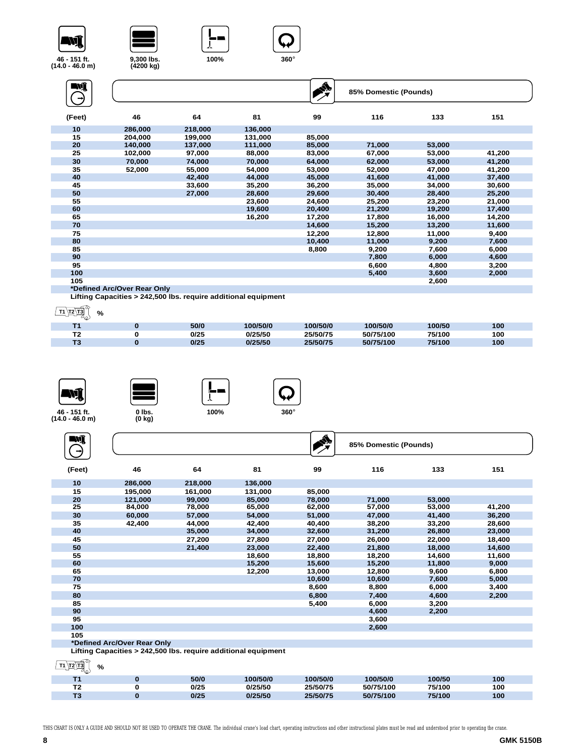46 - 151 ft. (14.0 - 46.0 m) | 9,300 lbs. (4200 kg) | 100% | 360°

85% Domestic (Pounds)

| (Feet) | 46 | 64 | 81 | 99 | 116 | 133 | 151 |
|---|---|---|---|---|---|---|---|
| 10 | 286,000 | 218,000 | 136,000 | | | | |
| 15 | 204,000 | 199,000 | 131,000 | 85,000 | | | |
| 20 | 140,000 | 137,000 | 111,000 | 85,000 | 71,000 | 53,000 | |
| 25 | 102,000 | 97,000 | 88,000 | 83,000 | 67,000 | 53,000 | 41,200 |
| 30 | 70,000 | 74,000 | 70,000 | 64,000 | 62,000 | 53,000 | 41,200 |
| 35 | 52,000 | 55,000 | 54,000 | 53,000 | 52,000 | 47,000 | 41,200 |
| 40 | | 42,400 | 44,000 | 45,000 | 41,600 | 41,000 | 37,400 |
| 45 | | 33,600 | 35,200 | 36,200 | 35,000 | 34,000 | 30,600 |
| 50 | | 27,000 | 28,600 | 29,600 | 30,400 | 28,400 | 25,200 |
| 55 | | | 23,600 | 24,600 | 25,200 | 23,200 | 21,000 |
| 60 | | | 19,600 | 20,400 | 21,200 | 19,200 | 17,400 |
| 65 | | | 16,200 | 17,200 | 17,800 | 16,000 | 14,200 |
| 70 | | | | 14,600 | 15,200 | 13,200 | 11,600 |
| 75 | | | | 12,200 | 12,800 | 11,000 | 9,400 |
| 80 | | | | 10,400 | 11,000 | 9,200 | 7,600 |
| 85 | | | | 8,800 | 9,200 | 7,600 | 6,000 |
| 90 | | | | | 7,800 | 6,000 | 4,600 |
| 95 | | | | | 6,600 | 4,800 | 3,200 |
| 100 | | | | | 5,400 | 3,600 | 2,000 |
| 105 | | | | | | 2,600 | |

*Defined Arc/Over Rear Only

Lifting Capacities > 242,500 lbs. require additional equipment

| % | | | | | | | |
|---|---|---|---|---|---|---|---|
| T1 | 0 | 50/0 | 100/50/0 | 100/50/0 | 100/50/0 | 100/50 | 100 |
| T2 | 0 | 0/25 | 0/25/50 | 25/50/75 | 50/75/100 | 75/100 | 100 |
| T3 | 0 | 0/25 | 0/25/50 | 25/50/75 | 50/75/100 | 75/100 | 100 |

46 - 151 ft. (14.0 - 46.0 m) | 0 lbs. (0 kg) | 100% | 360°

85% Domestic (Pounds)

| (Feet) | 46 | 64 | 81 | 99 | 116 | 133 | 151 |
|---|---|---|---|---|---|---|---|
| 10 | 286,000 | 218,000 | 136,000 | | | | |
| 15 | 195,000 | 161,000 | 131,000 | 85,000 | | | |
| 20 | 121,000 | 99,000 | 85,000 | 78,000 | 71,000 | 53,000 | |
| 25 | 84,000 | 78,000 | 65,000 | 62,000 | 57,000 | 53,000 | 41,200 |
| 30 | 60,000 | 57,000 | 54,000 | 51,000 | 47,000 | 41,400 | 36,200 |
| 35 | 42,400 | 44,000 | 42,400 | 40,400 | 38,200 | 33,200 | 28,600 |
| 40 | | 35,000 | 34,000 | 32,600 | 31,200 | 26,800 | 23,000 |
| 45 | | 27,200 | 27,800 | 27,000 | 26,000 | 22,000 | 18,400 |
| 50 | | 21,400 | 23,000 | 22,400 | 21,800 | 18,000 | 14,600 |
| 55 | | | 18,600 | 18,800 | 18,200 | 14,600 | 11,600 |
| 60 | | | 15,200 | 15,600 | 15,200 | 11,800 | 9,000 |
| 65 | | | 12,200 | 13,000 | 12,800 | 9,600 | 6,800 |
| 70 | | | | 10,600 | 10,600 | 7,600 | 5,000 |
| 75 | | | | 8,600 | 8,800 | 6,000 | 3,400 |
| 80 | | | | 6,800 | 7,400 | 4,600 | 2,200 |
| 85 | | | | 5,400 | 6,000 | 3,200 | |
| 90 | | | | | 4,600 | 2,200 | |
| 95 | | | | | 3,600 | | |
| 100 | | | | | 2,600 | | |
| 105 | | | | | | | |

*Defined Arc/Over Rear Only

Lifting Capacities > 242,500 lbs. require additional equipment

| % | | | | | | | |
|---|---|---|---|---|---|---|---|
| T1 | 0 | 50/0 | 100/50/0 | 100/50/0 | 100/50/0 | 100/50 | 100 |
| T2 | 0 | 0/25 | 0/25/50 | 25/50/75 | 50/75/100 | 75/100 | 100 |
| T3 | 0 | 0/25 | 0/25/50 | 25/50/75 | 50/75/100 | 75/100 | 100 |

THIS CHART IS ONLY A GUIDE AND SHOULD NOT BE USED TO OPERATE THE CRANE. The individual crane's load chart, operating instructions and other instructional plates must be read and understood prior to operating the crane.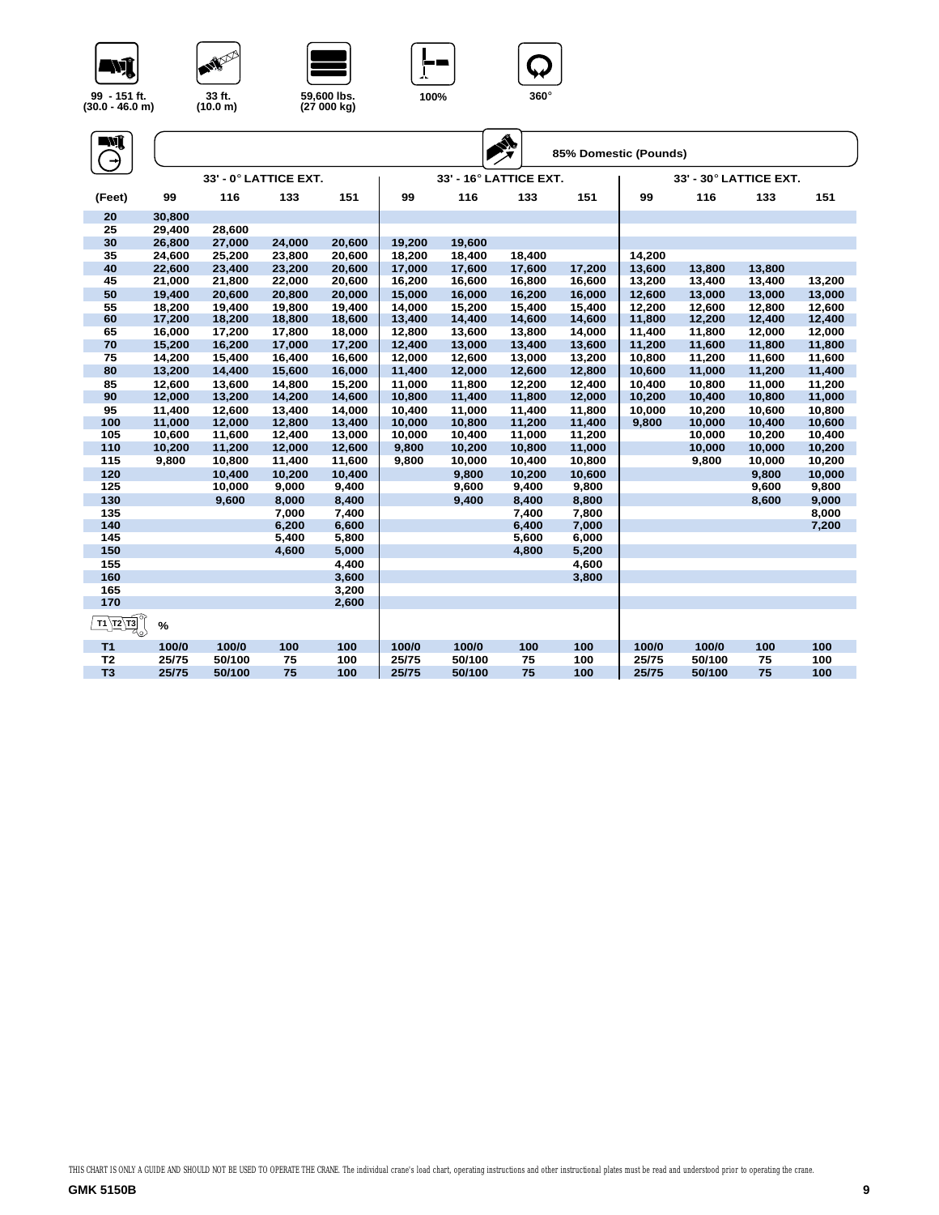| 99 - 151 ft. (30.0 - 46.0 m) | 33 ft. (10.0 m) | 59,600 lbs. (27 000 kg) | 100% | 360° |
|---|---|---|---|---|

**85% Domestic (Pounds)**

| | 33' - 0° LATTICE EXT. | | | | 33' - 16° LATTICE EXT. | | | | 33' - 30° LATTICE EXT. | | | |
|---|---|---|---|---|---|---|---|---|---|---|---|---|
| (Feet) | 99 | 116 | 133 | 151 | 99 | 116 | 133 | 151 | 99 | 116 | 133 | 151 |
| 20 | 30,800 | | | | | | | | | | | |
| 25 | 29,400 | 28,600 | | | | | | | | | | |
| 30 | 26,800 | 27,000 | 24,000 | 20,600 | 19,200 | 19,600 | | | | | | |
| 35 | 24,600 | 25,200 | 23,800 | 20,600 | 18,200 | 18,400 | 18,400 | | 14,200 | | | |
| 40 | 22,600 | 23,400 | 23,200 | 20,600 | 17,000 | 17,600 | 17,600 | 17,200 | 13,600 | 13,800 | 13,800 | |
| 45 | 21,000 | 21,800 | 22,000 | 20,600 | 16,200 | 16,600 | 16,800 | 16,600 | 13,200 | 13,400 | 13,400 | 13,200 |
| 50 | 19,400 | 20,600 | 20,800 | 20,000 | 15,000 | 16,000 | 16,200 | 16,000 | 12,600 | 13,000 | 13,000 | 13,000 |
| 55 | 18,200 | 19,400 | 19,800 | 19,400 | 14,000 | 15,200 | 15,400 | 15,400 | 12,200 | 12,600 | 12,800 | 12,600 |
| 60 | 17,200 | 18,200 | 18,800 | 18,600 | 13,400 | 14,400 | 14,600 | 14,600 | 11,800 | 12,200 | 12,400 | 12,400 |
| 65 | 16,000 | 17,200 | 17,800 | 18,000 | 12,800 | 13,600 | 13,800 | 14,000 | 11,400 | 11,800 | 12,000 | 12,000 |
| 70 | 15,200 | 16,200 | 17,000 | 17,200 | 12,400 | 13,000 | 13,400 | 13,600 | 11,200 | 11,600 | 11,800 | 11,800 |
| 75 | 14,200 | 15,400 | 16,400 | 16,600 | 12,000 | 12,600 | 13,000 | 13,200 | 10,800 | 11,200 | 11,600 | 11,600 |
| 80 | 13,200 | 14,400 | 15,600 | 16,000 | 11,400 | 12,000 | 12,600 | 12,800 | 10,600 | 11,000 | 11,200 | 11,400 |
| 85 | 12,600 | 13,600 | 14,800 | 15,200 | 11,000 | 11,800 | 12,200 | 12,400 | 10,400 | 10,800 | 11,000 | 11,200 |
| 90 | 12,000 | 13,200 | 14,200 | 14,600 | 10,800 | 11,400 | 11,800 | 12,000 | 10,200 | 10,400 | 10,800 | 11,000 |
| 95 | 11,400 | 12,600 | 13,400 | 14,000 | 10,400 | 11,000 | 11,400 | 11,800 | 10,000 | 10,200 | 10,600 | 10,800 |
| 100 | 11,000 | 12,000 | 12,800 | 13,400 | 10,000 | 10,800 | 11,200 | 11,400 | 9,800 | 10,000 | 10,400 | 10,600 |
| 105 | 10,600 | 11,600 | 12,400 | 13,000 | 10,000 | 10,400 | 11,000 | 11,200 | | 10,000 | 10,200 | 10,400 |
| 110 | 10,200 | 11,200 | 12,000 | 12,600 | 9,800 | 10,200 | 10,800 | 11,000 | | 10,000 | 10,000 | 10,200 |
| 115 | 9,800 | 10,800 | 11,400 | 11,600 | 9,800 | 10,000 | 10,400 | 10,800 | | 9,800 | 10,000 | 10,200 |
| 120 | | 10,400 | 10,200 | 10,400 | | 9,800 | 10,200 | 10,600 | | | 9,800 | 10,000 |
| 125 | | 10,000 | 9,000 | 9,400 | | 9,600 | 9,400 | 9,800 | | | 9,600 | 9,800 |
| 130 | | 9,600 | 8,000 | 8,400 | | 9,400 | 8,400 | 8,800 | | | 8,600 | 9,000 |
| 135 | | | 7,000 | 7,400 | | | 7,400 | 7,800 | | | | 8,000 |
| 140 | | | 6,200 | 6,600 | | | 6,400 | 7,000 | | | | 7,200 |
| 145 | | | 5,400 | 5,800 | | | 5,600 | 6,000 | | | | |
| 150 | | | 4,600 | 5,000 | | | 4,800 | 5,200 | | | | |
| 155 | | | | 4,400 | | | | 4,600 | | | | |
| 160 | | | | 3,600 | | | | 3,800 | | | | |
| 165 | | | | 3,200 | | | | | | | | |
| 170 | | | | 2,600 | | | | | | | | |
| T1 T2 T3 % | | | | | | | | | | | | |
| T1 | 100/0 | 100/0 | 100 | 100 | 100/0 | 100/0 | 100 | 100 | 100/0 | 100/0 | 100 | 100 |
| T2 | 25/75 | 50/100 | 75 | 100 | 25/75 | 50/100 | 75 | 100 | 25/75 | 50/100 | 75 | 100 |
| T3 | 25/75 | 50/100 | 75 | 100 | 25/75 | 50/100 | 75 | 100 | 25/75 | 50/100 | 75 | 100 |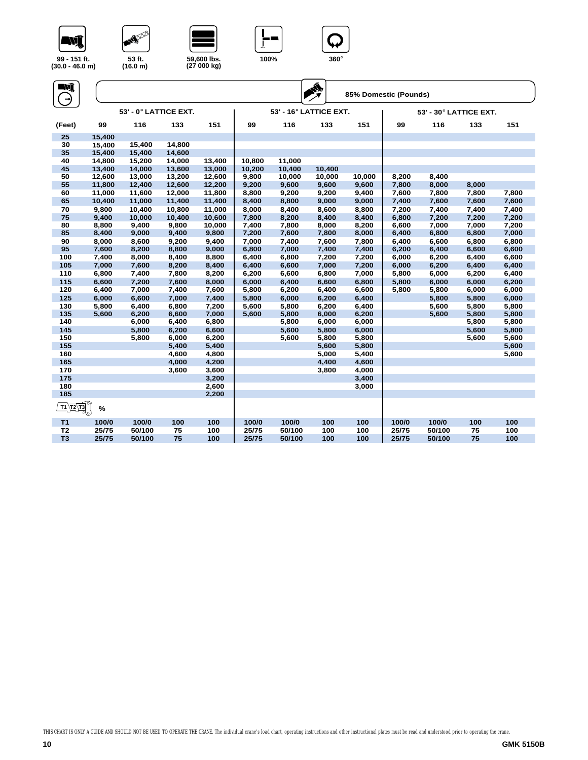99 - 151 ft. (30.0 - 46.0 m) | 53 ft. (16.0 m) | 59,600 lbs. (27 000 kg) | 100% | 360°

85% Domestic (Pounds)

| | 53' - 0° LATTICE EXT. | | | | 53' - 16° LATTICE EXT. | | | | 53' - 30° LATTICE EXT. | | | |
|---|---|---|---|---|---|---|---|---|---|---|---|---|
| (Feet) | 99 | 116 | 133 | 151 | 99 | 116 | 133 | 151 | 99 | 116 | 133 | 151 |
| 25 | 15,400 | | | | | | | | | | | |
| 30 | 15,400 | 15,400 | 14,800 | | | | | | | | | |
| 35 | 15,400 | 15,400 | 14,600 | | | | | | | | | |
| 40 | 14,800 | 15,200 | 14,000 | 13,400 | 10,800 | 11,000 | | | | | | |
| 45 | 13,400 | 14,000 | 13,600 | 13,000 | 10,200 | 10,400 | 10,400 | | | | | |
| 50 | 12,600 | 13,000 | 13,200 | 12,600 | 9,800 | 10,000 | 10,000 | 10,000 | 8,200 | 8,400 | | |
| 55 | 11,800 | 12,400 | 12,600 | 12,200 | 9,200 | 9,600 | 9,600 | 9,600 | 7,800 | 8,000 | 8,000 | |
| 60 | 11,000 | 11,600 | 12,000 | 11,800 | 8,800 | 9,200 | 9,200 | 9,400 | 7,600 | 7,800 | 7,800 | 7,800 |
| 65 | 10,400 | 11,000 | 11,400 | 11,400 | 8,400 | 8,800 | 9,000 | 9,000 | 7,400 | 7,600 | 7,600 | 7,600 |
| 70 | 9,800 | 10,400 | 10,800 | 11,000 | 8,000 | 8,400 | 8,600 | 8,800 | 7,200 | 7,400 | 7,400 | 7,400 |
| 75 | 9,400 | 10,000 | 10,400 | 10,600 | 7,800 | 8,200 | 8,400 | 8,400 | 6,800 | 7,200 | 7,200 | 7,200 |
| 80 | 8,800 | 9,400 | 9,800 | 10,000 | 7,400 | 7,800 | 8,000 | 8,200 | 6,600 | 7,000 | 7,000 | 7,200 |
| 85 | 8,400 | 9,000 | 9,400 | 9,800 | 7,200 | 7,600 | 7,800 | 8,000 | 6,400 | 6,800 | 6,800 | 7,000 |
| 90 | 8,000 | 8,600 | 9,200 | 9,400 | 7,000 | 7,400 | 7,600 | 7,800 | 6,400 | 6,600 | 6,800 | 6,800 |
| 95 | 7,600 | 8,200 | 8,800 | 9,000 | 6,800 | 7,000 | 7,400 | 7,400 | 6,200 | 6,400 | 6,600 | 6,600 |
| 100 | 7,400 | 8,000 | 8,400 | 8,800 | 6,400 | 6,800 | 7,200 | 7,200 | 6,000 | 6,200 | 6,400 | 6,600 |
| 105 | 7,000 | 7,600 | 8,200 | 8,400 | 6,400 | 6,600 | 7,000 | 7,200 | 6,000 | 6,200 | 6,400 | 6,400 |
| 110 | 6,800 | 7,400 | 7,800 | 8,200 | 6,200 | 6,600 | 6,800 | 7,000 | 5,800 | 6,000 | 6,200 | 6,400 |
| 115 | 6,600 | 7,200 | 7,600 | 8,000 | 6,000 | 6,400 | 6,600 | 6,800 | 5,800 | 6,000 | 6,000 | 6,200 |
| 120 | 6,400 | 7,000 | 7,400 | 7,600 | 5,800 | 6,200 | 6,400 | 6,600 | 5,800 | 5,800 | 6,000 | 6,000 |
| 125 | 6,000 | 6,600 | 7,000 | 7,400 | 5,800 | 6,000 | 6,200 | 6,400 | | 5,800 | 5,800 | 6,000 |
| 130 | 5,800 | 6,400 | 6,800 | 7,200 | 5,600 | 5,800 | 6,200 | 6,400 | | 5,600 | 5,800 | 5,800 |
| 135 | 5,600 | 6,200 | 6,600 | 7,000 | 5,600 | 5,800 | 6,000 | 6,200 | | 5,600 | 5,800 | 5,800 |
| 140 | | 6,000 | 6,400 | 6,800 | | 5,800 | 6,000 | 6,000 | | | 5,800 | 5,800 |
| 145 | | 5,800 | 6,200 | 6,600 | | 5,600 | 5,800 | 6,000 | | | 5,600 | 5,800 |
| 150 | | 5,800 | 6,000 | 6,200 | | 5,600 | 5,800 | 5,800 | | | 5,600 | 5,600 |
| 155 | | | 5,400 | 5,400 | | | 5,600 | 5,800 | | | | 5,600 |
| 160 | | | 4,600 | 4,800 | | | 5,000 | 5,400 | | | | 5,600 |
| 165 | | | 4,000 | 4,200 | | | 4,400 | 4,600 | | | | |
| 170 | | | 3,600 | 3,600 | | | 3,800 | 4,000 | | | | |
| 175 | | | | 3,200 | | | | 3,400 | | | | |
| 180 | | | | 2,600 | | | | 3,000 | | | | |
| 185 | | | | 2,200 | | | | | | | | |
| T1 T2 T3 | % | | | | | | | | | | | |
| T1 | 100/0 | 100/0 | 100 | 100 | 100/0 | 100/0 | 100 | 100 | 100/0 | 100/0 | 100 | 100 |
| T2 | 25/75 | 50/100 | 75 | 100 | 25/75 | 50/100 | 100 | 100 | 25/75 | 50/100 | 75 | 100 |
| T3 | 25/75 | 50/100 | 75 | 100 | 25/75 | 50/100 | 100 | 100 | 25/75 | 50/100 | 75 | 100 |

THIS CHART IS ONLY A GUIDE AND SHOULD NOT BE USED TO OPERATE THE CRANE. The individual crane's load chart, operating instructions and other instructional plates must be read and understood prior to operating the crane.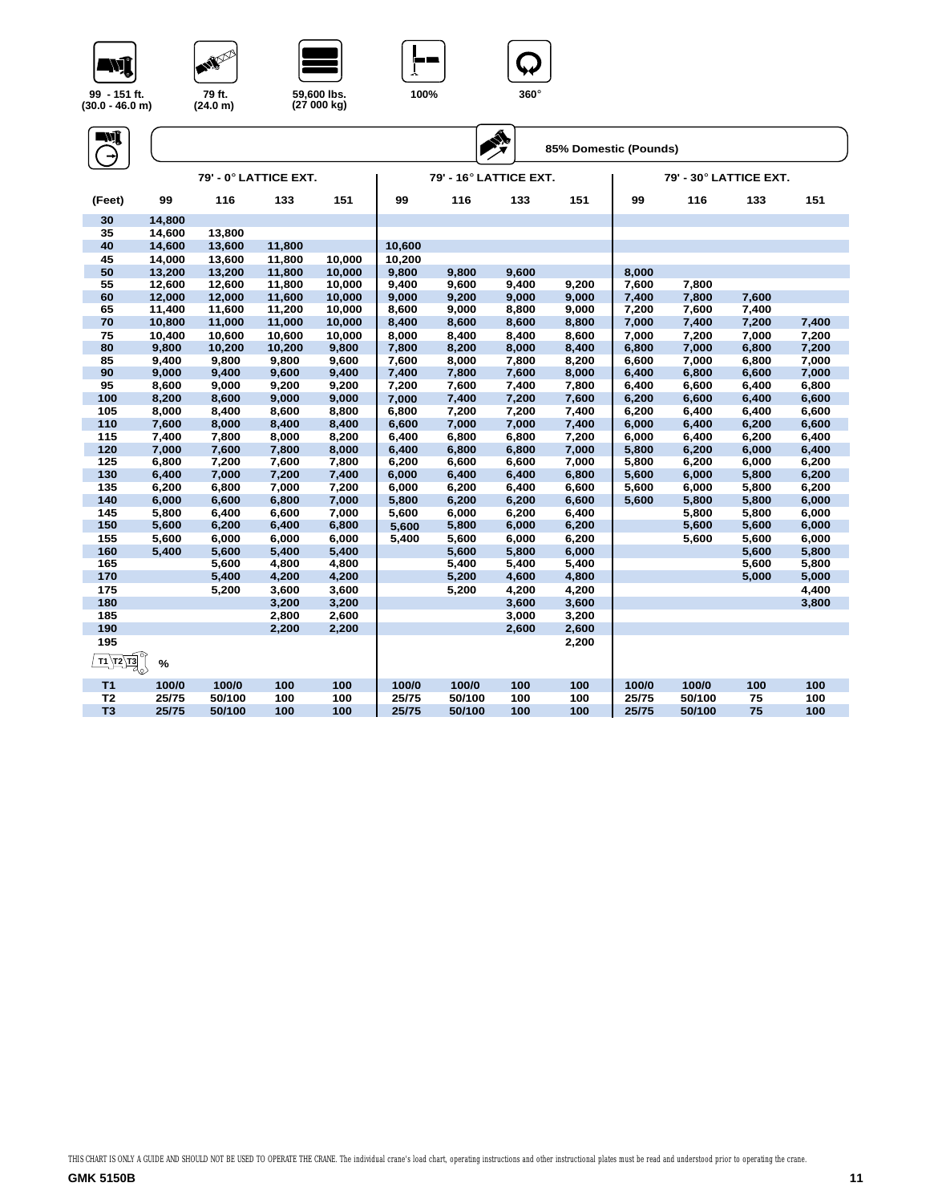99 - 151 ft. (30.0 - 46.0 m) | 79 ft. (24.0 m) | 59,600 lbs. (27 000 kg) | 100% | 360°

**85% Domestic (Pounds)**

| | 79' - 0° LATTICE EXT. | | | | 79' - 16° LATTICE EXT. | | | | 79' - 30° LATTICE EXT. | | | |
|---|---|---|---|---|---|---|---|---|---|---|---|---|
| (Feet) | 99 | 116 | 133 | 151 | 99 | 116 | 133 | 151 | 99 | 116 | 133 | 151 |
| 30 | 14,800 | | | | | | | | | | | |
| 35 | 14,600 | 13,800 | | | | | | | | | | |
| 40 | 14,600 | 13,600 | 11,800 | | 10,600 | | | | | | | |
| 45 | 14,000 | 13,600 | 11,800 | 10,000 | 10,200 | | | | | | | |
| 50 | 13,200 | 13,200 | 11,800 | 10,000 | 9,800 | 9,800 | 9,600 | | 8,000 | | | |
| 55 | 12,600 | 12,600 | 11,800 | 10,000 | 9,400 | 9,600 | 9,400 | 9,200 | 7,600 | 7,800 | | |
| 60 | 12,000 | 12,000 | 11,600 | 10,000 | 9,000 | 9,200 | 9,000 | 9,000 | 7,400 | 7,800 | 7,600 | |
| 65 | 11,400 | 11,600 | 11,200 | 10,000 | 8,600 | 9,000 | 8,800 | 9,000 | 7,200 | 7,600 | 7,400 | |
| 70 | 10,800 | 11,000 | 11,000 | 10,000 | 8,400 | 8,600 | 8,600 | 8,800 | 7,000 | 7,400 | 7,200 | 7,400 |
| 75 | 10,400 | 10,600 | 10,600 | 10,000 | 8,000 | 8,400 | 8,400 | 8,600 | 7,000 | 7,200 | 7,000 | 7,200 |
| 80 | 9,800 | 10,200 | 10,200 | 9,800 | 7,800 | 8,200 | 8,000 | 8,400 | 6,800 | 7,000 | 6,800 | 7,200 |
| 85 | 9,400 | 9,800 | 9,800 | 9,600 | 7,600 | 8,000 | 7,800 | 8,200 | 6,600 | 7,000 | 6,800 | 7,000 |
| 90 | 9,000 | 9,400 | 9,600 | 9,400 | 7,400 | 7,800 | 7,600 | 8,000 | 6,400 | 6,800 | 6,600 | 7,000 |
| 95 | 8,600 | 9,000 | 9,200 | 9,200 | 7,200 | 7,600 | 7,400 | 7,800 | 6,400 | 6,600 | 6,400 | 6,800 |
| 100 | 8,200 | 8,600 | 9,000 | 9,000 | 7,000 | 7,400 | 7,200 | 7,600 | 6,200 | 6,600 | 6,400 | 6,600 |
| 105 | 8,000 | 8,400 | 8,600 | 8,800 | 6,800 | 7,200 | 7,200 | 7,400 | 6,200 | 6,400 | 6,400 | 6,600 |
| 110 | 7,600 | 8,000 | 8,400 | 8,400 | 6,600 | 7,000 | 7,000 | 7,400 | 6,000 | 6,400 | 6,200 | 6,600 |
| 115 | 7,400 | 7,800 | 8,000 | 8,200 | 6,400 | 6,800 | 6,800 | 7,200 | 6,000 | 6,400 | 6,200 | 6,400 |
| 120 | 7,000 | 7,600 | 7,800 | 8,000 | 6,400 | 6,800 | 6,800 | 7,000 | 5,800 | 6,200 | 6,000 | 6,400 |
| 125 | 6,800 | 7,200 | 7,600 | 7,800 | 6,200 | 6,600 | 6,600 | 7,000 | 5,800 | 6,200 | 6,000 | 6,200 |
| 130 | 6,400 | 7,000 | 7,200 | 7,400 | 6,000 | 6,400 | 6,400 | 6,800 | 5,600 | 6,000 | 5,800 | 6,200 |
| 135 | 6,200 | 6,800 | 7,000 | 7,200 | 6,000 | 6,200 | 6,400 | 6,600 | 5,600 | 6,000 | 5,800 | 6,200 |
| 140 | 6,000 | 6,600 | 6,800 | 7,000 | 5,800 | 6,200 | 6,200 | 6,600 | 5,600 | 5,800 | 5,800 | 6,000 |
| 145 | 5,800 | 6,400 | 6,600 | 7,000 | 5,600 | 6,000 | 6,200 | 6,400 | | 5,800 | 5,800 | 6,000 |
| 150 | 5,600 | 6,200 | 6,400 | 6,800 | 5,600 | 5,800 | 6,000 | 6,200 | | 5,600 | 5,600 | 6,000 |
| 155 | 5,600 | 6,000 | 6,000 | 6,000 | 5,400 | 5,600 | 6,000 | 6,200 | | 5,600 | 5,600 | 6,000 |
| 160 | 5,400 | 5,600 | 5,400 | 5,400 | | 5,600 | 5,800 | 6,000 | | | 5,600 | 5,800 |
| 165 | | 5,600 | 4,800 | 4,800 | | 5,400 | 5,400 | 5,400 | | | 5,600 | 5,800 |
| 170 | | 5,400 | 4,200 | 4,200 | | 5,200 | 4,600 | 4,800 | | | 5,000 | 5,000 |
| 175 | | 5,200 | 3,600 | 3,600 | | 5,200 | 4,200 | 4,200 | | | | 4,400 |
| 180 | | | 3,200 | 3,200 | | | 3,600 | 3,600 | | | | 3,800 |
| 185 | | | 2,800 | 2,600 | | | 3,000 | 3,200 | | | | |
| 190 | | | 2,200 | 2,200 | | | 2,600 | 2,600 | | | | |
| 195 | | | | | | | | 2,200 | | | | |
| T1 T2 T3 | % | | | | | | | | | | | |
| T1 | 100/0 | 100/0 | 100 | 100 | 100/0 | 100/0 | 100 | 100 | 100/0 | 100/0 | 100 | 100 |
| T2 | 25/75 | 50/100 | 100 | 100 | 25/75 | 50/100 | 100 | 100 | 25/75 | 50/100 | 75 | 100 |
| T3 | 25/75 | 50/100 | 100 | 100 | 25/75 | 50/100 | 100 | 100 | 25/75 | 50/100 | 75 | 100 |

THIS CHART IS ONLY A GUIDE AND SHOULD NOT BE USED TO OPERATE THE CRANE. The individual crane's load chart, operating instructions and other instructional plates must be read and understood prior to operating the crane.

**GMK 5150B**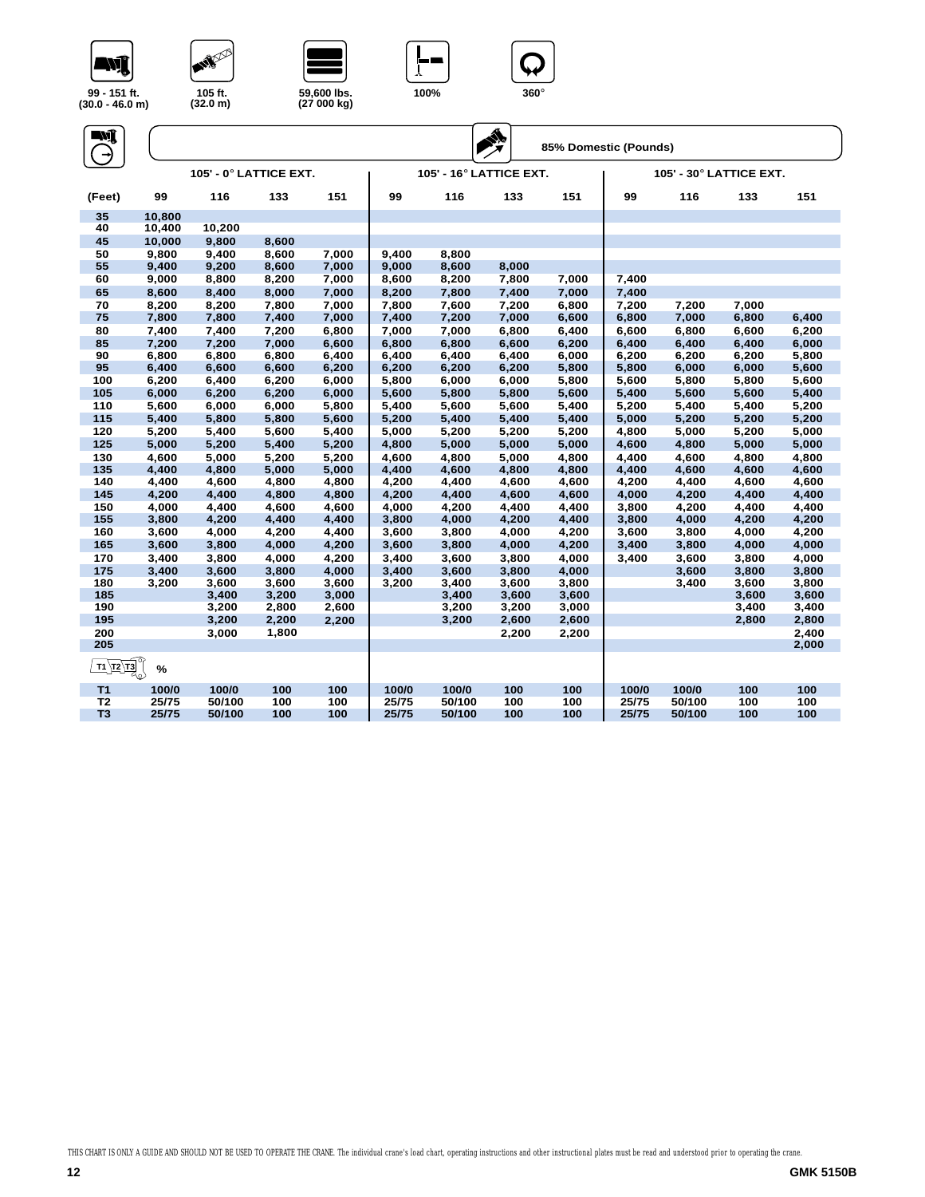| 99 - 151 ft. (30.0 - 46.0 m) | 105 ft. (32.0 m) | 59,600 lbs. (27 000 kg) | 100% | 360° |
|---|---|---|---|---|

**85% Domestic (Pounds)**

| (Feet) | 105' - 0° LATTICE EXT. | | | | 105' - 16° LATTICE EXT. | | | | 105' - 30° LATTICE EXT. | | | |
|---|---|---|---|---|---|---|---|---|---|---|---|---|
| | 99 | 116 | 133 | 151 | 99 | 116 | 133 | 151 | 99 | 116 | 133 | 151 |
| 35 | 10,800 | | | | | | | | | | | |
| 40 | 10,400 | 10,200 | | | | | | | | | | |
| 45 | 10,000 | 9,800 | 8,600 | | | | | | | | | |
| 50 | 9,800 | 9,400 | 8,600 | 7,000 | 9,400 | 8,800 | | | | | | |
| 55 | 9,400 | 9,200 | 8,600 | 7,000 | 9,000 | 8,600 | 8,000 | | | | | |
| 60 | 9,000 | 8,800 | 8,200 | 7,000 | 8,600 | 8,200 | 7,800 | 7,000 | 7,400 | | | |
| 65 | 8,600 | 8,400 | 8,000 | 7,000 | 8,200 | 7,800 | 7,400 | 7,000 | 7,400 | | | |
| 70 | 8,200 | 8,200 | 7,800 | 7,000 | 7,800 | 7,600 | 7,200 | 6,800 | 7,200 | 7,200 | 7,000 | |
| 75 | 7,800 | 7,800 | 7,400 | 7,000 | 7,400 | 7,200 | 7,000 | 6,600 | 6,800 | 7,000 | 6,800 | 6,400 |
| 80 | 7,400 | 7,400 | 7,200 | 6,800 | 7,000 | 7,000 | 6,800 | 6,400 | 6,600 | 6,800 | 6,600 | 6,200 |
| 85 | 7,200 | 7,200 | 7,000 | 6,600 | 6,800 | 6,800 | 6,600 | 6,200 | 6,400 | 6,400 | 6,400 | 6,000 |
| 90 | 6,800 | 6,800 | 6,800 | 6,400 | 6,400 | 6,400 | 6,400 | 6,000 | 6,200 | 6,200 | 6,200 | 5,800 |
| 95 | 6,400 | 6,600 | 6,600 | 6,200 | 6,200 | 6,200 | 6,200 | 5,800 | 5,800 | 6,000 | 6,000 | 5,600 |
| 100 | 6,200 | 6,400 | 6,200 | 6,000 | 5,800 | 6,000 | 6,000 | 5,800 | 5,600 | 5,800 | 5,800 | 5,600 |
| 105 | 6,000 | 6,200 | 6,200 | 6,000 | 5,600 | 5,800 | 5,800 | 5,600 | 5,400 | 5,600 | 5,600 | 5,400 |
| 110 | 5,600 | 6,000 | 6,000 | 5,800 | 5,400 | 5,600 | 5,600 | 5,400 | 5,200 | 5,400 | 5,400 | 5,200 |
| 115 | 5,400 | 5,800 | 5,800 | 5,600 | 5,200 | 5,400 | 5,400 | 5,400 | 5,000 | 5,200 | 5,200 | 5,200 |
| 120 | 5,200 | 5,400 | 5,600 | 5,400 | 5,000 | 5,200 | 5,200 | 5,200 | 4,800 | 5,000 | 5,200 | 5,000 |
| 125 | 5,000 | 5,200 | 5,400 | 5,200 | 4,800 | 5,000 | 5,000 | 5,000 | 4,600 | 4,800 | 5,000 | 5,000 |
| 130 | 4,600 | 5,000 | 5,200 | 5,200 | 4,600 | 4,800 | 5,000 | 4,800 | 4,400 | 4,600 | 4,800 | 4,800 |
| 135 | 4,400 | 4,800 | 5,000 | 5,000 | 4,400 | 4,600 | 4,800 | 4,800 | 4,400 | 4,600 | 4,600 | 4,600 |
| 140 | 4,400 | 4,600 | 4,800 | 4,800 | 4,200 | 4,400 | 4,600 | 4,600 | 4,200 | 4,400 | 4,600 | 4,600 |
| 145 | 4,200 | 4,400 | 4,800 | 4,800 | 4,200 | 4,400 | 4,600 | 4,600 | 4,000 | 4,200 | 4,400 | 4,400 |
| 150 | 4,000 | 4,400 | 4,600 | 4,600 | 4,000 | 4,200 | 4,400 | 4,400 | 3,800 | 4,200 | 4,400 | 4,400 |
| 155 | 3,800 | 4,200 | 4,400 | 4,400 | 3,800 | 4,000 | 4,200 | 4,400 | 3,800 | 4,000 | 4,200 | 4,200 |
| 160 | 3,600 | 4,000 | 4,200 | 4,400 | 3,600 | 3,800 | 4,000 | 4,200 | 3,600 | 3,800 | 4,000 | 4,200 |
| 165 | 3,600 | 3,800 | 4,000 | 4,200 | 3,600 | 3,800 | 4,000 | 4,200 | 3,400 | 3,800 | 4,000 | 4,000 |
| 170 | 3,400 | 3,800 | 4,000 | 4,200 | 3,400 | 3,600 | 3,800 | 4,000 | 3,400 | 3,600 | 3,800 | 4,000 |
| 175 | 3,400 | 3,600 | 3,800 | 4,000 | 3,400 | 3,600 | 3,800 | 4,000 | | 3,600 | 3,800 | 3,800 |
| 180 | 3,200 | 3,600 | 3,600 | 3,600 | 3,200 | 3,400 | 3,600 | 3,800 | | 3,400 | 3,600 | 3,800 |
| 185 | | 3,400 | 3,200 | 3,000 | | 3,400 | 3,600 | 3,600 | | | 3,600 | 3,600 |
| 190 | | 3,200 | 2,800 | 2,600 | | 3,200 | 3,200 | 3,000 | | | 3,400 | 3,400 |
| 195 | | 3,200 | 2,200 | 2,200 | | 3,200 | 2,600 | 2,600 | | | 2,800 | 2,800 |
| 200 | | 3,000 | 1,800 | | | | 2,200 | 2,200 | | | | 2,400 |
| 205 | | | | | | | | | | | | 2,000 |
| % | | | | | | | | | | | | |
| T1 | 100/0 | 100/0 | 100 | 100 | 100/0 | 100/0 | 100 | 100 | 100/0 | 100/0 | 100 | 100 |
| T2 | 25/75 | 50/100 | 100 | 100 | 25/75 | 50/100 | 100 | 100 | 25/75 | 50/100 | 100 | 100 |
| T3 | 25/75 | 50/100 | 100 | 100 | 25/75 | 50/100 | 100 | 100 | 25/75 | 50/100 | 100 | 100 |

THIS CHART IS ONLY A GUIDE AND SHOULD NOT BE USED TO OPERATE THE CRANE. The individual crane's load chart, operating instructions and other instructional plates must be read and understood prior to operating the crane.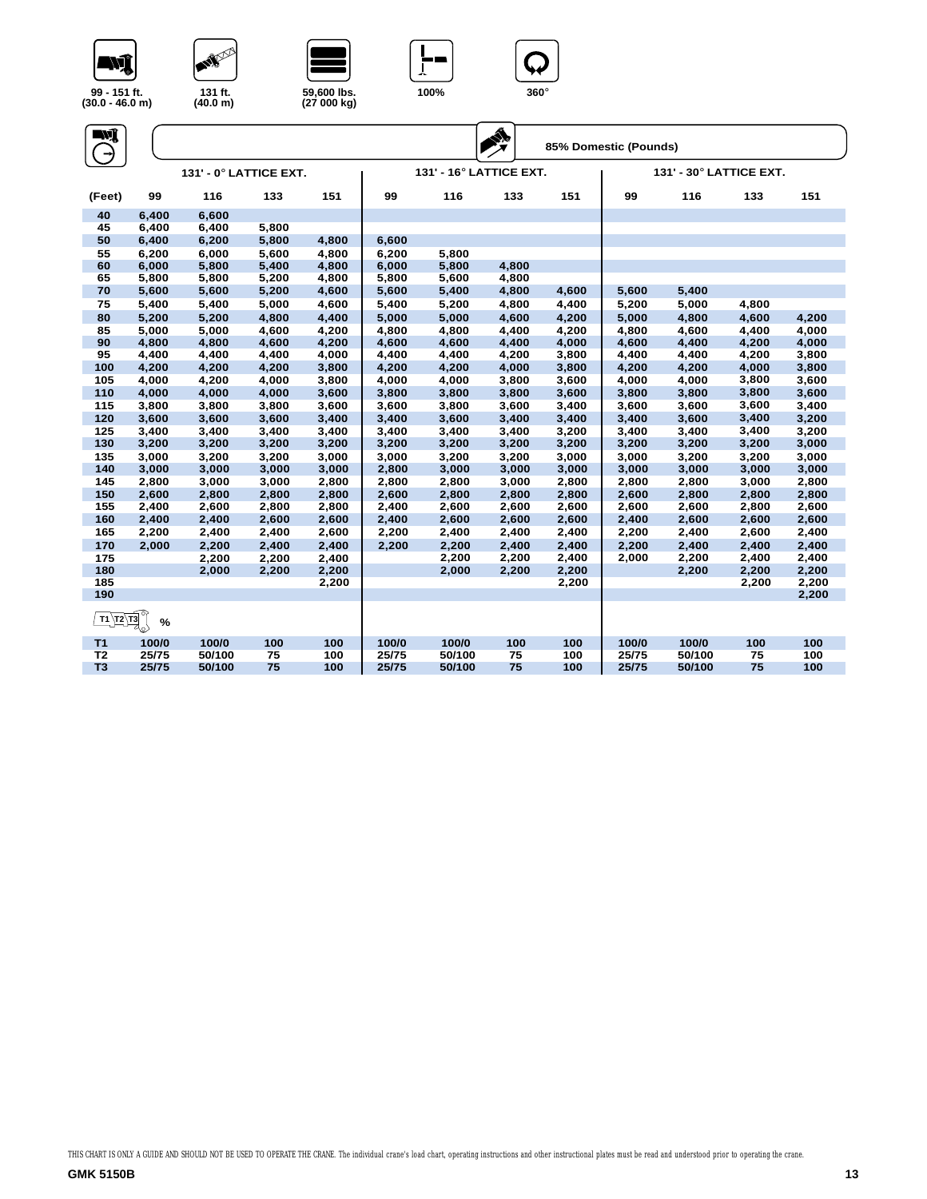99 - 151 ft. (30.0 - 46.0 m) | 131 ft. (40.0 m) | 59,600 lbs. (27 000 kg) | 100% | 360°

**85% Domestic (Pounds)**

| | 131' - 0° LATTICE EXT. | | | | 131' - 16° LATTICE EXT. | | | | 131' - 30° LATTICE EXT. | | | |
|---|---|---|---|---|---|---|---|---|---|---|---|---|
| (Feet) | 99 | 116 | 133 | 151 | 99 | 116 | 133 | 151 | 99 | 116 | 133 | 151 |
| 40 | 6,400 | 6,600 | | | | | | | | | | |
| 45 | 6,400 | 6,400 | 5,800 | | | | | | | | | |
| 50 | 6,400 | 6,200 | 5,800 | 4,800 | 6,600 | | | | | | | |
| 55 | 6,200 | 6,000 | 5,600 | 4,800 | 6,200 | 5,800 | | | | | | |
| 60 | 6,000 | 5,800 | 5,400 | 4,800 | 6,000 | 5,800 | 4,800 | | | | | |
| 65 | 5,800 | 5,800 | 5,200 | 4,800 | 5,800 | 5,600 | 4,800 | | | | | |
| 70 | 5,600 | 5,600 | 5,200 | 4,600 | 5,600 | 5,400 | 4,800 | 4,600 | 5,600 | 5,400 | | |
| 75 | 5,400 | 5,400 | 5,000 | 4,600 | 5,400 | 5,200 | 4,800 | 4,400 | 5,200 | 5,000 | 4,800 | |
| 80 | 5,200 | 5,200 | 4,800 | 4,400 | 5,000 | 5,000 | 4,600 | 4,200 | 5,000 | 4,800 | 4,600 | 4,200 |
| 85 | 5,000 | 5,000 | 4,600 | 4,200 | 4,800 | 4,800 | 4,400 | 4,200 | 4,800 | 4,600 | 4,400 | 4,000 |
| 90 | 4,800 | 4,800 | 4,600 | 4,200 | 4,600 | 4,600 | 4,400 | 4,000 | 4,600 | 4,400 | 4,200 | 4,000 |
| 95 | 4,400 | 4,400 | 4,400 | 4,000 | 4,400 | 4,400 | 4,200 | 3,800 | 4,400 | 4,400 | 4,200 | 3,800 |
| 100 | 4,200 | 4,200 | 4,200 | 3,800 | 4,200 | 4,200 | 4,000 | 3,800 | 4,200 | 4,200 | 4,000 | 3,800 |
| 105 | 4,000 | 4,200 | 4,000 | 3,800 | 4,000 | 4,000 | 3,800 | 3,600 | 4,000 | 4,000 | 3,800 | 3,600 |
| 110 | 4,000 | 4,000 | 4,000 | 3,600 | 3,800 | 3,800 | 3,800 | 3,600 | 3,800 | 3,800 | 3,800 | 3,600 |
| 115 | 3,800 | 3,800 | 3,800 | 3,600 | 3,600 | 3,800 | 3,600 | 3,400 | 3,600 | 3,600 | 3,600 | 3,400 |
| 120 | 3,600 | 3,600 | 3,600 | 3,400 | 3,400 | 3,600 | 3,400 | 3,400 | 3,400 | 3,600 | 3,400 | 3,200 |
| 125 | 3,400 | 3,400 | 3,400 | 3,400 | 3,400 | 3,400 | 3,400 | 3,200 | 3,400 | 3,400 | 3,400 | 3,200 |
| 130 | 3,200 | 3,200 | 3,200 | 3,200 | 3,200 | 3,200 | 3,200 | 3,200 | 3,200 | 3,200 | 3,200 | 3,000 |
| 135 | 3,000 | 3,200 | 3,200 | 3,000 | 3,000 | 3,200 | 3,200 | 3,000 | 3,000 | 3,200 | 3,200 | 3,000 |
| 140 | 3,000 | 3,000 | 3,000 | 3,000 | 2,800 | 3,000 | 3,000 | 3,000 | 3,000 | 3,000 | 3,000 | 3,000 |
| 145 | 2,800 | 3,000 | 3,000 | 2,800 | 2,800 | 2,800 | 3,000 | 2,800 | 2,800 | 2,800 | 3,000 | 2,800 |
| 150 | 2,600 | 2,800 | 2,800 | 2,800 | 2,600 | 2,800 | 2,800 | 2,800 | 2,600 | 2,800 | 2,800 | 2,800 |
| 155 | 2,400 | 2,600 | 2,800 | 2,800 | 2,400 | 2,600 | 2,600 | 2,600 | 2,600 | 2,600 | 2,800 | 2,600 |
| 160 | 2,400 | 2,400 | 2,600 | 2,600 | 2,400 | 2,600 | 2,600 | 2,600 | 2,400 | 2,600 | 2,600 | 2,600 |
| 165 | 2,200 | 2,400 | 2,400 | 2,600 | 2,200 | 2,400 | 2,400 | 2,400 | 2,200 | 2,400 | 2,600 | 2,400 |
| 170 | 2,000 | 2,200 | 2,400 | 2,400 | 2,200 | 2,200 | 2,400 | 2,400 | 2,200 | 2,400 | 2,400 | 2,400 |
| 175 | | 2,200 | 2,200 | 2,400 | | 2,200 | 2,200 | 2,400 | 2,000 | 2,200 | 2,400 | 2,400 |
| 180 | | 2,000 | 2,200 | 2,200 | | 2,000 | 2,200 | 2,200 | | 2,200 | 2,200 | 2,200 |
| 185 | | | | 2,200 | | | | 2,200 | | | 2,200 | 2,200 |
| 190 | | | | | | | | | | | | 2,200 |
| T1 T2 T3 % | | | | | | | | | | | | |
| T1 | 100/0 | 100/0 | 100 | 100 | 100/0 | 100/0 | 100 | 100 | 100/0 | 100/0 | 100 | 100 |
| T2 | 25/75 | 50/100 | 75 | 100 | 25/75 | 50/100 | 75 | 100 | 25/75 | 50/100 | 75 | 100 |
| T3 | 25/75 | 50/100 | 75 | 100 | 25/75 | 50/100 | 75 | 100 | 25/75 | 50/100 | 75 | 100 |

THIS CHART IS ONLY A GUIDE AND SHOULD NOT BE USED TO OPERATE THE CRANE. The individual crane's load chart, operating instructions and other instructional plates must be read and understood prior to operating the crane.

**GMK 5150B**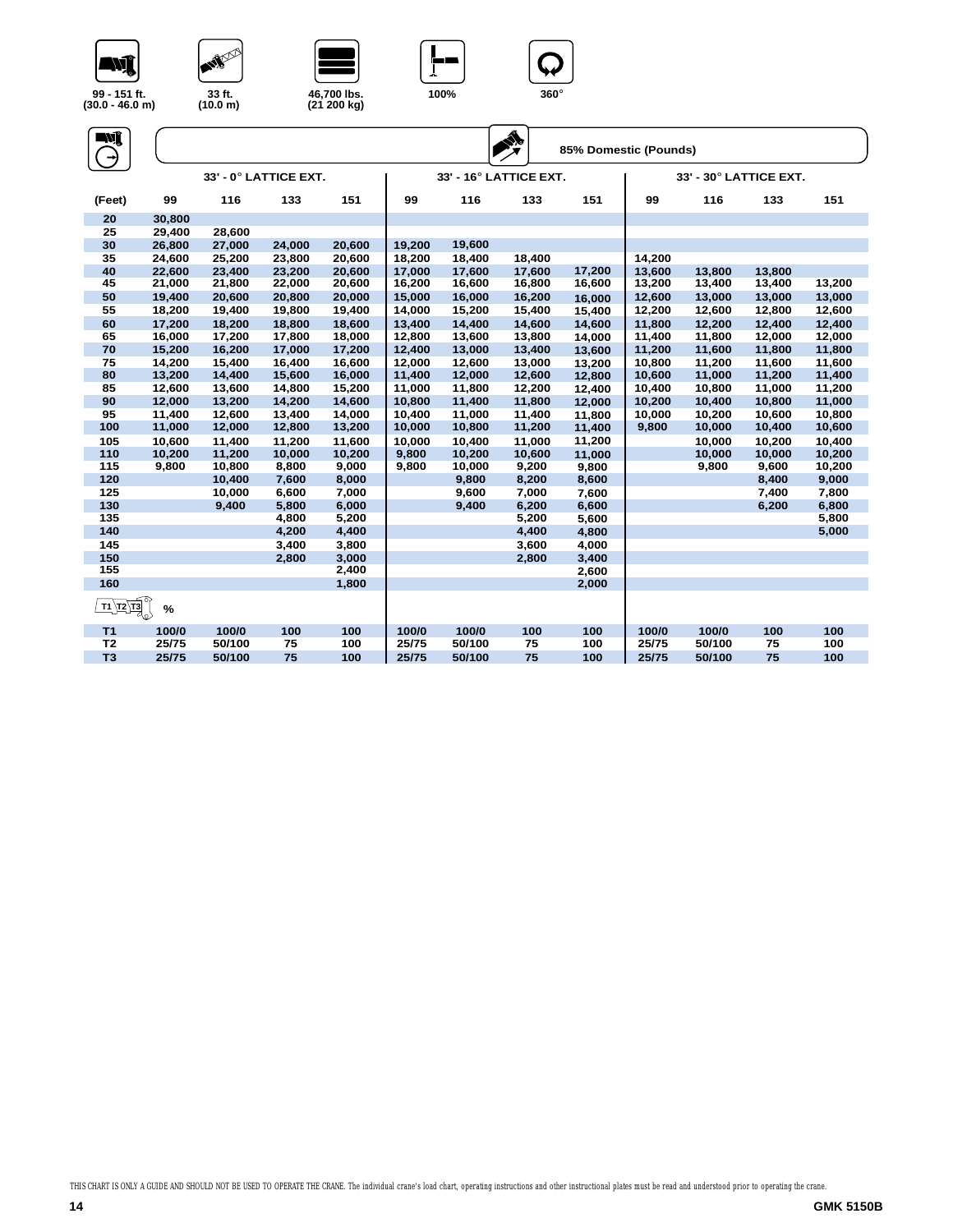99 - 151 ft. (30.0 - 46.0 m) | 33 ft. (10.0 m) | 46,700 lbs. (21 200 kg) | 100% | 360°

85% Domestic (Pounds)

| (Feet) | 33' - 0° LATTICE EXT. | | | | 33' - 16° LATTICE EXT. | | | | 33' - 30° LATTICE EXT. | | | |
|---|---|---|---|---|---|---|---|---|---|---|---|---|
| | 99 | 116 | 133 | 151 | 99 | 116 | 133 | 151 | 99 | 116 | 133 | 151 |
| 20 | 30,800 | | | | | | | | | | | |
| 25 | 29,400 | 28,600 | | | | | | | | | | |
| 30 | 26,800 | 27,000 | 24,000 | 20,600 | 19,200 | 19,600 | | | | | | |
| 35 | 24,600 | 25,200 | 23,800 | 20,600 | 18,200 | 18,400 | 18,400 | | 14,200 | | | |
| 40 | 22,600 | 23,400 | 23,200 | 20,600 | 17,000 | 17,600 | 17,600 | 17,200 | 13,600 | 13,800 | 13,800 | |
| 45 | 21,000 | 21,800 | 22,000 | 20,600 | 16,200 | 16,600 | 16,800 | 16,600 | 13,200 | 13,400 | 13,400 | 13,200 |
| 50 | 19,400 | 20,600 | 20,800 | 20,000 | 15,000 | 16,000 | 16,200 | 16,000 | 12,600 | 13,000 | 13,000 | 13,000 |
| 55 | 18,200 | 19,400 | 19,800 | 19,400 | 14,000 | 15,200 | 15,400 | 15,400 | 12,200 | 12,600 | 12,800 | 12,600 |
| 60 | 17,200 | 18,200 | 18,800 | 18,600 | 13,400 | 14,400 | 14,600 | 14,600 | 11,800 | 12,200 | 12,400 | 12,400 |
| 65 | 16,000 | 17,200 | 17,800 | 18,000 | 12,800 | 13,600 | 13,800 | 14,000 | 11,400 | 11,800 | 12,000 | 12,000 |
| 70 | 15,200 | 16,200 | 17,000 | 17,200 | 12,400 | 13,000 | 13,400 | 13,600 | 11,200 | 11,600 | 11,800 | 11,800 |
| 75 | 14,200 | 15,400 | 16,400 | 16,600 | 12,000 | 12,600 | 13,000 | 13,200 | 10,800 | 11,200 | 11,600 | 11,600 |
| 80 | 13,200 | 14,400 | 15,600 | 16,000 | 11,400 | 12,000 | 12,600 | 12,800 | 10,600 | 11,000 | 11,200 | 11,400 |
| 85 | 12,600 | 13,600 | 14,800 | 15,200 | 11,000 | 11,800 | 12,200 | 12,400 | 10,400 | 10,800 | 11,000 | 11,200 |
| 90 | 12,000 | 13,200 | 14,200 | 14,600 | 10,800 | 11,400 | 11,800 | 12,000 | 10,200 | 10,400 | 10,800 | 11,000 |
| 95 | 11,400 | 12,600 | 13,400 | 14,000 | 10,400 | 11,000 | 11,400 | 11,800 | 10,000 | 10,200 | 10,600 | 10,800 |
| 100 | 11,000 | 12,000 | 12,800 | 13,200 | 10,000 | 10,800 | 11,200 | 11,400 | 9,800 | 10,000 | 10,400 | 10,600 |
| 105 | 10,600 | 11,400 | 11,200 | 11,600 | 10,000 | 10,400 | 11,000 | 11,200 | | 10,000 | 10,200 | 10,400 |
| 110 | 10,200 | 11,200 | 10,000 | 10,200 | 9,800 | 10,200 | 10,600 | 11,000 | | 10,000 | 10,000 | 10,200 |
| 115 | 9,800 | 10,800 | 8,800 | 9,000 | 9,800 | 10,000 | 9,200 | 9,800 | | 9,800 | 9,600 | 10,200 |
| 120 | | 10,400 | 7,600 | 8,000 | | 9,800 | 8,200 | 8,600 | | | 8,400 | 9,000 |
| 125 | | 10,000 | 6,600 | 7,000 | | 9,600 | 7,000 | 7,600 | | | 7,400 | 7,800 |
| 130 | | 9,400 | 5,800 | 6,000 | | 9,400 | 6,200 | 6,600 | | | 6,200 | 6,800 |
| 135 | | | 4,800 | 5,200 | | | 5,200 | 5,600 | | | | 5,800 |
| 140 | | | 4,200 | 4,400 | | | 4,400 | 4,800 | | | | 5,000 |
| 145 | | | 3,400 | 3,800 | | | 3,600 | 4,000 | | | | |
| 150 | | | 2,800 | 3,000 | | | 2,800 | 3,400 | | | | |
| 155 | | | | 2,400 | | | | 2,600 | | | | |
| 160 | | | | 1,800 | | | | 2,000 | | | | |
| T1 T2 T3 % | | | | | | | | | | | | |
| T1 | 100/0 | 100/0 | 100 | 100 | 100/0 | 100/0 | 100 | 100 | 100/0 | 100/0 | 100 | 100 |
| T2 | 25/75 | 50/100 | 75 | 100 | 25/75 | 50/100 | 75 | 100 | 25/75 | 50/100 | 75 | 100 |
| T3 | 25/75 | 50/100 | 75 | 100 | 25/75 | 50/100 | 75 | 100 | 25/75 | 50/100 | 75 | 100 |

THIS CHART IS ONLY A GUIDE AND SHOULD NOT BE USED TO OPERATE THE CRANE. The individual crane's load chart, operating instructions and other instructional plates must be read and understood prior to operating the crane.

GMK 5150B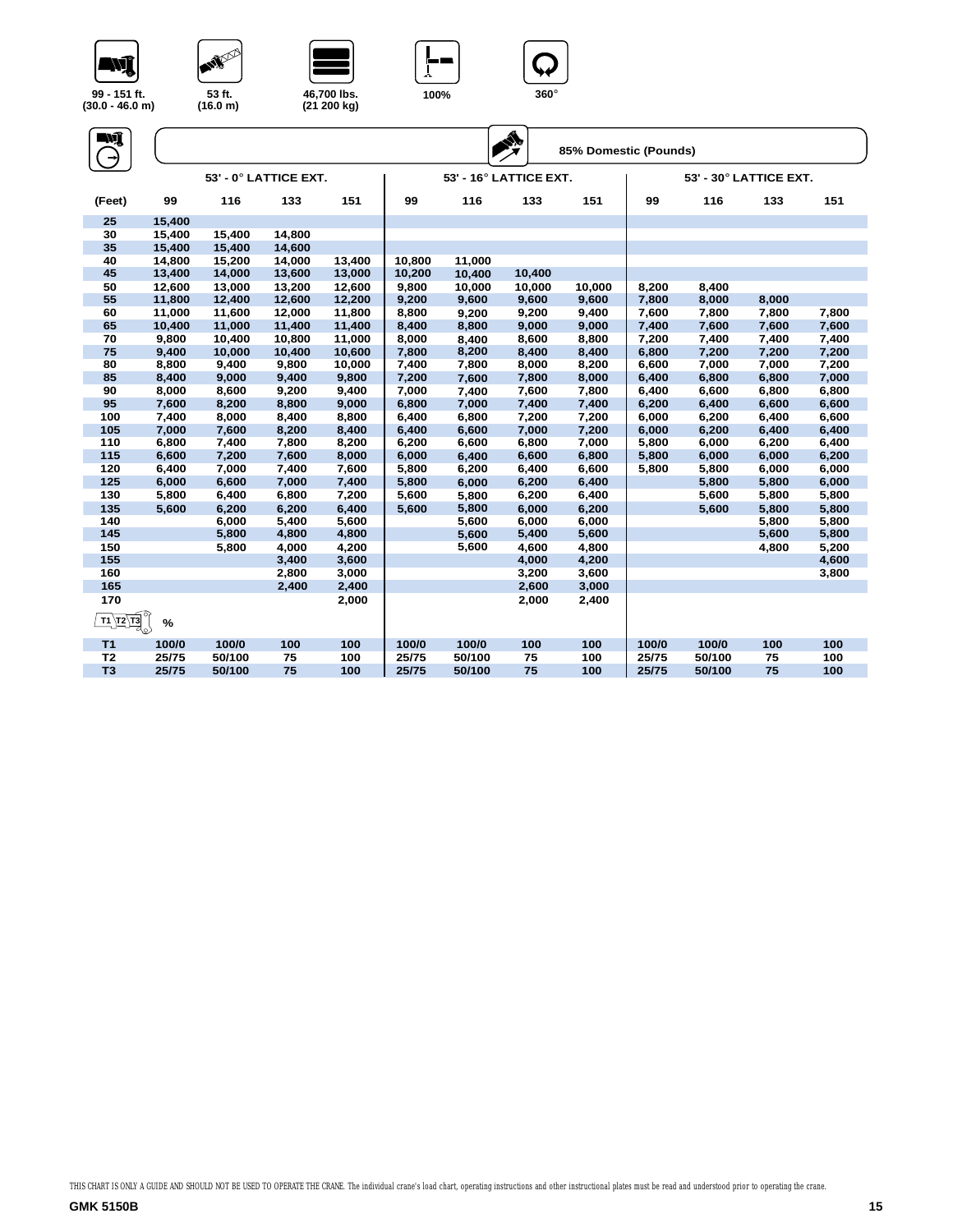99 - 151 ft. (30.0 - 46.0 m) | 53 ft. (16.0 m) | 46,700 lbs. (21 200 kg) | 100% | 360°

**85% Domestic (Pounds)**

| | 53' - 0° LATTICE EXT. | | | | 53' - 16° LATTICE EXT. | | | | 53' - 30° LATTICE EXT. | | | |
|---|---|---|---|---|---|---|---|---|---|---|---|---|
| (Feet) | 99 | 116 | 133 | 151 | 99 | 116 | 133 | 151 | 99 | 116 | 133 | 151 |
| 25 | 15,400 | | | | | | | | | | | |
| 30 | 15,400 | 15,400 | 14,800 | | | | | | | | | |
| 35 | 15,400 | 15,400 | 14,600 | | | | | | | | | |
| 40 | 14,800 | 15,200 | 14,000 | 13,400 | 10,800 | 11,000 | | | | | | |
| 45 | 13,400 | 14,000 | 13,600 | 13,000 | 10,200 | 10,400 | 10,400 | | | | | |
| 50 | 12,600 | 13,000 | 13,200 | 12,600 | 9,800 | 10,000 | 10,000 | 10,000 | 8,200 | 8,400 | | |
| 55 | 11,800 | 12,400 | 12,600 | 12,200 | 9,200 | 9,600 | 9,600 | 9,600 | 7,800 | 8,000 | 8,000 | |
| 60 | 11,000 | 11,600 | 12,000 | 11,800 | 8,800 | 9,200 | 9,200 | 9,400 | 7,600 | 7,800 | 7,800 | 7,800 |
| 65 | 10,400 | 11,000 | 11,400 | 11,400 | 8,400 | 8,800 | 9,000 | 9,000 | 7,400 | 7,600 | 7,600 | 7,600 |
| 70 | 9,800 | 10,400 | 10,800 | 11,000 | 8,000 | 8,400 | 8,600 | 8,800 | 7,200 | 7,400 | 7,400 | 7,400 |
| 75 | 9,400 | 10,000 | 10,400 | 10,600 | 7,800 | 8,200 | 8,400 | 8,400 | 6,800 | 7,200 | 7,200 | 7,200 |
| 80 | 8,800 | 9,400 | 9,800 | 10,000 | 7,400 | 7,800 | 8,000 | 8,200 | 6,600 | 7,000 | 7,000 | 7,200 |
| 85 | 8,400 | 9,000 | 9,400 | 9,800 | 7,200 | 7,600 | 7,800 | 8,000 | 6,400 | 6,800 | 6,800 | 7,000 |
| 90 | 8,000 | 8,600 | 9,200 | 9,400 | 7,000 | 7,400 | 7,600 | 7,800 | 6,400 | 6,600 | 6,800 | 6,800 |
| 95 | 7,600 | 8,200 | 8,800 | 9,000 | 6,800 | 7,000 | 7,400 | 7,400 | 6,200 | 6,400 | 6,600 | 6,600 |
| 100 | 7,400 | 8,000 | 8,400 | 8,800 | 6,400 | 6,800 | 7,200 | 7,200 | 6,000 | 6,200 | 6,400 | 6,600 |
| 105 | 7,000 | 7,600 | 8,200 | 8,400 | 6,400 | 6,600 | 7,000 | 7,200 | 6,000 | 6,200 | 6,400 | 6,400 |
| 110 | 6,800 | 7,400 | 7,800 | 8,200 | 6,200 | 6,600 | 6,800 | 7,000 | 5,800 | 6,000 | 6,200 | 6,400 |
| 115 | 6,600 | 7,200 | 7,600 | 8,000 | 6,000 | 6,400 | 6,600 | 6,800 | 5,800 | 6,000 | 6,000 | 6,200 |
| 120 | 6,400 | 7,000 | 7,400 | 7,600 | 5,800 | 6,200 | 6,400 | 6,600 | 5,800 | 5,800 | 6,000 | 6,000 |
| 125 | 6,000 | 6,600 | 7,000 | 7,400 | 5,800 | 6,000 | 6,200 | 6,400 | | 5,800 | 5,800 | 6,000 |
| 130 | 5,800 | 6,400 | 6,800 | 7,200 | 5,600 | 5,800 | 6,200 | 6,400 | | 5,600 | 5,800 | 5,800 |
| 135 | 5,600 | 6,200 | 6,200 | 6,400 | 5,600 | 5,800 | 6,000 | 6,200 | | 5,600 | 5,800 | 5,800 |
| 140 | | 6,000 | 5,400 | 5,600 | | 5,600 | 6,000 | 6,000 | | | 5,800 | 5,800 |
| 145 | | 5,800 | 4,800 | 4,800 | | 5,600 | 5,400 | 5,600 | | | 5,600 | 5,800 |
| 150 | | 5,800 | 4,000 | 4,200 | | 5,600 | 4,600 | 4,800 | | | 4,800 | 5,200 |
| 155 | | | 3,400 | 3,600 | | | 4,000 | 4,200 | | | | 4,600 |
| 160 | | | 2,800 | 3,000 | | | 3,200 | 3,600 | | | | 3,800 |
| 165 | | | 2,400 | 2,400 | | | 2,600 | 3,000 | | | | |
| 170 | | | | 2,000 | | | 2,000 | 2,400 | | | | |
| T1 T2 T3 | % | | | | | | | | | | | |
| T1 | 100/0 | 100/0 | 100 | 100 | 100/0 | 100/0 | 100 | 100 | 100/0 | 100/0 | 100 | 100 |
| T2 | 25/75 | 50/100 | 75 | 100 | 25/75 | 50/100 | 75 | 100 | 25/75 | 50/100 | 75 | 100 |
| T3 | 25/75 | 50/100 | 75 | 100 | 25/75 | 50/100 | 75 | 100 | 25/75 | 50/100 | 75 | 100 |

THIS CHART IS ONLY A GUIDE AND SHOULD NOT BE USED TO OPERATE THE CRANE. The individual crane's load chart, operating instructions and other instructional plates must be read and understood prior to operating the crane.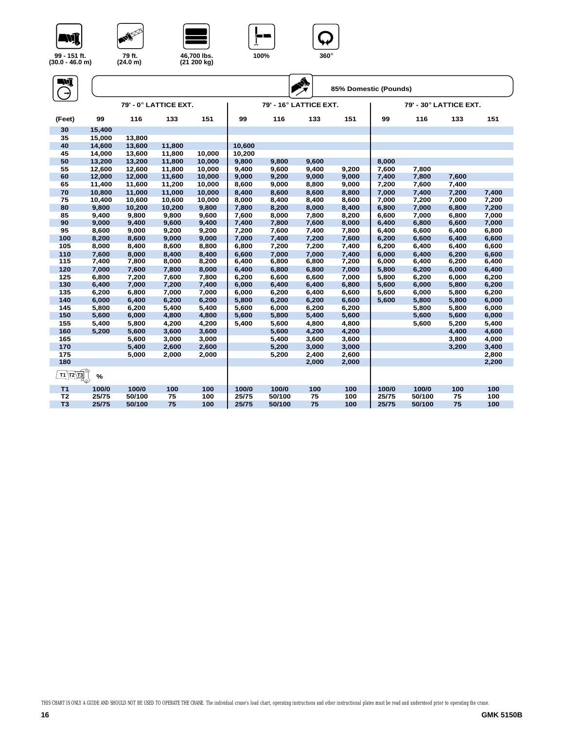99 - 151 ft. (30.0 - 46.0 m) | 79 ft. (24.0 m) | 46,700 lbs. (21 200 kg) | 100% | 360°

85% Domestic (Pounds)

| (Feet) | 79' - 0° LATTICE EXT. 99 | 116 | 133 | 151 | 79' - 16° LATTICE EXT. 99 | 116 | 133 | 151 | 79' - 30° LATTICE EXT. 99 | 116 | 133 | 151 |
|---|---|---|---|---|---|---|---|---|---|---|---|---|
| 30 | 15,400 | | | | | | | | | | | |
| 35 | 15,000 | 13,800 | | | | | | | | | | |
| 40 | 14,600 | 13,600 | 11,800 | | 10,600 | | | | | | | |
| 45 | 14,000 | 13,600 | 11,800 | 10,000 | 10,200 | | | | | | | |
| 50 | 13,200 | 13,200 | 11,800 | 10,000 | 9,800 | 9,800 | 9,600 | | 8,000 | | | |
| 55 | 12,600 | 12,600 | 11,800 | 10,000 | 9,400 | 9,600 | 9,400 | 9,200 | 7,600 | 7,800 | | |
| 60 | 12,000 | 12,000 | 11,600 | 10,000 | 9,000 | 9,200 | 9,000 | 9,000 | 7,400 | 7,800 | 7,600 | |
| 65 | 11,400 | 11,600 | 11,200 | 10,000 | 8,600 | 9,000 | 8,800 | 9,000 | 7,200 | 7,600 | 7,400 | |
| 70 | 10,800 | 11,000 | 11,000 | 10,000 | 8,400 | 8,600 | 8,600 | 8,800 | 7,000 | 7,400 | 7,200 | 7,400 |
| 75 | 10,400 | 10,600 | 10,600 | 10,000 | 8,000 | 8,400 | 8,400 | 8,600 | 7,000 | 7,200 | 7,000 | 7,200 |
| 80 | 9,800 | 10,200 | 10,200 | 9,800 | 7,800 | 8,200 | 8,000 | 8,400 | 6,800 | 7,000 | 6,800 | 7,200 |
| 85 | 9,400 | 9,800 | 9,800 | 9,600 | 7,600 | 8,000 | 7,800 | 8,200 | 6,600 | 7,000 | 6,800 | 7,000 |
| 90 | 9,000 | 9,400 | 9,600 | 9,400 | 7,400 | 7,800 | 7,600 | 8,000 | 6,400 | 6,800 | 6,600 | 7,000 |
| 95 | 8,600 | 9,000 | 9,200 | 9,200 | 7,200 | 7,600 | 7,400 | 7,800 | 6,400 | 6,600 | 6,400 | 6,800 |
| 100 | 8,200 | 8,600 | 9,000 | 9,000 | 7,000 | 7,400 | 7,200 | 7,600 | 6,200 | 6,600 | 6,400 | 6,600 |
| 105 | 8,000 | 8,400 | 8,600 | 8,800 | 6,800 | 7,200 | 7,200 | 7,400 | 6,200 | 6,400 | 6,400 | 6,600 |
| 110 | 7,600 | 8,000 | 8,400 | 8,400 | 6,600 | 7,000 | 7,000 | 7,400 | 6,000 | 6,400 | 6,200 | 6,600 |
| 115 | 7,400 | 7,800 | 8,000 | 8,200 | 6,400 | 6,800 | 6,800 | 7,200 | 6,000 | 6,400 | 6,200 | 6,400 |
| 120 | 7,000 | 7,600 | 7,800 | 8,000 | 6,400 | 6,800 | 6,800 | 7,000 | 5,800 | 6,200 | 6,000 | 6,400 |
| 125 | 6,800 | 7,200 | 7,600 | 7,800 | 6,200 | 6,600 | 6,600 | 7,000 | 5,800 | 6,200 | 6,000 | 6,200 |
| 130 | 6,400 | 7,000 | 7,200 | 7,400 | 6,000 | 6,400 | 6,400 | 6,800 | 5,600 | 6,000 | 5,800 | 6,200 |
| 135 | 6,200 | 6,800 | 7,000 | 7,000 | 6,000 | 6,200 | 6,400 | 6,600 | 5,600 | 6,000 | 5,800 | 6,200 |
| 140 | 6,000 | 6,400 | 6,200 | 6,200 | 5,800 | 6,200 | 6,200 | 6,600 | 5,600 | 5,800 | 5,800 | 6,000 |
| 145 | 5,800 | 6,200 | 5,400 | 5,400 | 5,600 | 6,000 | 6,200 | 6,200 | | 5,800 | 5,800 | 6,000 |
| 150 | 5,600 | 6,000 | 4,800 | 4,800 | 5,600 | 5,800 | 5,400 | 5,600 | | 5,600 | 5,600 | 6,000 |
| 155 | 5,400 | 5,800 | 4,200 | 4,200 | 5,400 | 5,600 | 4,800 | 4,800 | | 5,600 | 5,200 | 5,400 |
| 160 | 5,200 | 5,600 | 3,600 | 3,600 | | 5,600 | 4,200 | 4,200 | | | 4,400 | 4,600 |
| 165 | | 5,600 | 3,000 | 3,000 | | 5,400 | 3,600 | 3,600 | | | 3,800 | 4,000 |
| 170 | | 5,400 | 2,600 | 2,600 | | 5,200 | 3,000 | 3,000 | | | 3,200 | 3,400 |
| 175 | | 5,000 | 2,000 | 2,000 | | 5,200 | 2,400 | 2,600 | | | | 2,800 |
| 180 | | | | | | | 2,000 | 2,000 | | | | 2,200 |
| T1 T2 T3 % | | | | | | | | | | | | |
| T1 | 100/0 | 100/0 | 100 | 100 | 100/0 | 100/0 | 100 | 100 | 100/0 | 100/0 | 100 | 100 |
| T2 | 25/75 | 50/100 | 75 | 100 | 25/75 | 50/100 | 75 | 100 | 25/75 | 50/100 | 75 | 100 |
| T3 | 25/75 | 50/100 | 75 | 100 | 25/75 | 50/100 | 75 | 100 | 25/75 | 50/100 | 75 | 100 |

THIS CHART IS ONLY A GUIDE AND SHOULD NOT BE USED TO OPERATE THE CRANE. The individual crane's load chart, operating instructions and other instructional plates must be read and understood prior to operating the crane.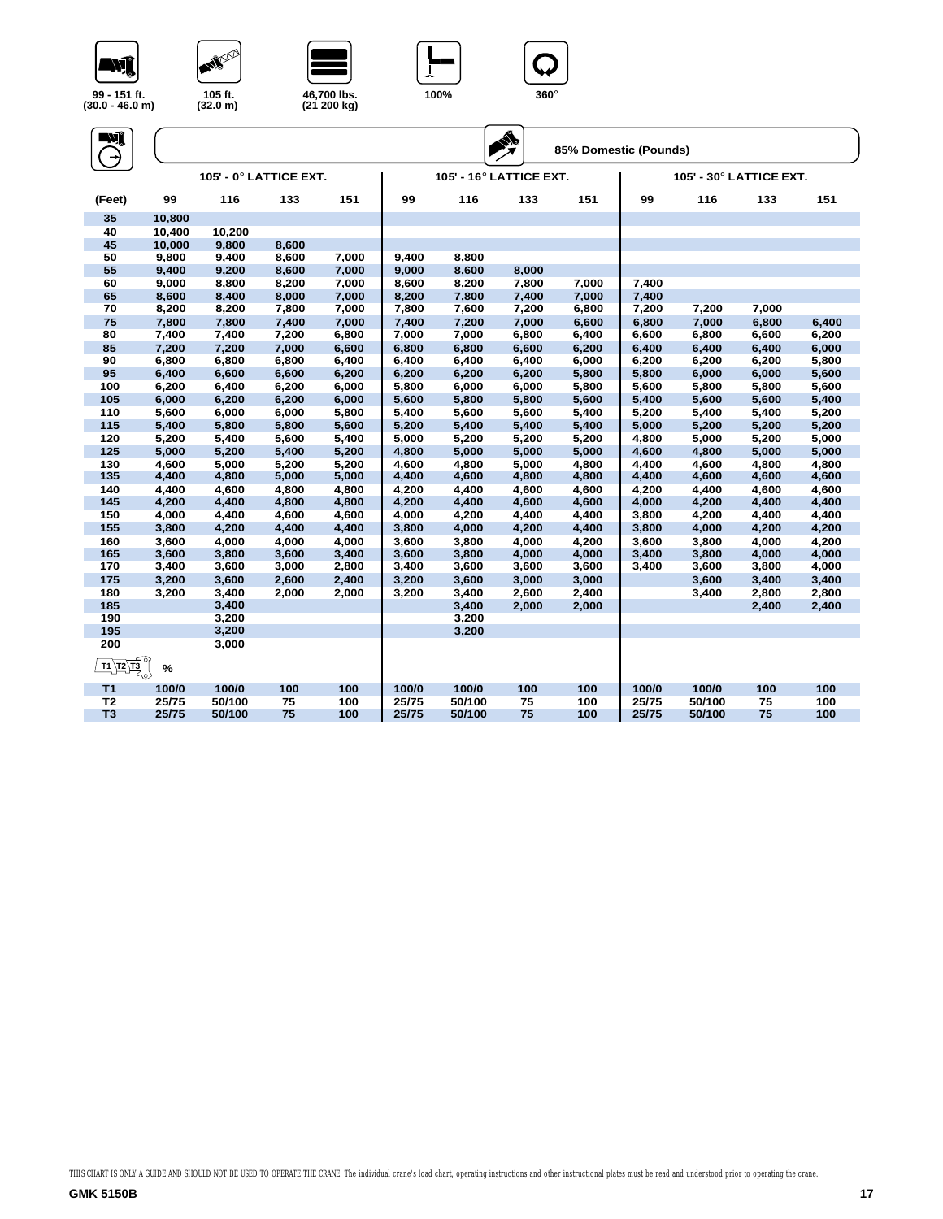99 - 151 ft. (30.0 - 46.0 m) | 105 ft. (32.0 m) | 46,700 lbs. (21 200 kg) | 100% | 360°

85% Domestic (Pounds)

| (Feet) | 105' - 0° LATTICE EXT. | | | | 105' - 16° LATTICE EXT. | | | | 105' - 30° LATTICE EXT. | | | |
|---|---|---|---|---|---|---|---|---|---|---|---|---|
| | 99 | 116 | 133 | 151 | 99 | 116 | 133 | 151 | 99 | 116 | 133 | 151 |
| 35 | 10,800 | | | | | | | | | | | |
| 40 | 10,400 | 10,200 | | | | | | | | | | |
| 45 | 10,000 | 9,800 | 8,600 | | | | | | | | | |
| 50 | 9,800 | 9,400 | 8,600 | 7,000 | 9,400 | 8,800 | | | | | | |
| 55 | 9,400 | 9,200 | 8,600 | 7,000 | 9,000 | 8,600 | 8,000 | | | | | |
| 60 | 9,000 | 8,800 | 8,200 | 7,000 | 8,600 | 8,200 | 7,800 | 7,000 | 7,400 | | | |
| 65 | 8,600 | 8,400 | 8,000 | 7,000 | 8,200 | 7,800 | 7,400 | 7,000 | 7,400 | | | |
| 70 | 8,200 | 8,200 | 7,800 | 7,000 | 7,800 | 7,600 | 7,200 | 6,800 | 7,200 | 7,200 | 7,000 | |
| 75 | 7,800 | 7,800 | 7,400 | 7,000 | 7,400 | 7,200 | 7,000 | 6,600 | 6,800 | 7,000 | 6,800 | 6,400 |
| 80 | 7,400 | 7,400 | 7,200 | 6,800 | 7,000 | 7,000 | 6,800 | 6,400 | 6,600 | 6,800 | 6,600 | 6,200 |
| 85 | 7,200 | 7,200 | 7,000 | 6,600 | 6,800 | 6,800 | 6,600 | 6,200 | 6,400 | 6,400 | 6,400 | 6,000 |
| 90 | 6,800 | 6,800 | 6,800 | 6,400 | 6,400 | 6,400 | 6,400 | 6,000 | 6,200 | 6,200 | 6,200 | 5,800 |
| 95 | 6,400 | 6,600 | 6,600 | 6,200 | 6,200 | 6,200 | 6,200 | 5,800 | 5,800 | 6,000 | 6,000 | 5,600 |
| 100 | 6,200 | 6,400 | 6,200 | 6,000 | 5,800 | 6,000 | 6,000 | 5,800 | 5,600 | 5,800 | 5,800 | 5,600 |
| 105 | 6,000 | 6,200 | 6,200 | 6,000 | 5,600 | 5,800 | 5,800 | 5,600 | 5,400 | 5,600 | 5,600 | 5,400 |
| 110 | 5,600 | 6,000 | 6,000 | 5,800 | 5,400 | 5,600 | 5,600 | 5,400 | 5,200 | 5,400 | 5,400 | 5,200 |
| 115 | 5,400 | 5,800 | 5,800 | 5,600 | 5,200 | 5,400 | 5,400 | 5,400 | 5,000 | 5,200 | 5,200 | 5,200 |
| 120 | 5,200 | 5,400 | 5,600 | 5,400 | 5,000 | 5,200 | 5,200 | 5,200 | 4,800 | 5,000 | 5,200 | 5,000 |
| 125 | 5,000 | 5,200 | 5,400 | 5,200 | 4,800 | 5,000 | 5,000 | 5,000 | 4,600 | 4,800 | 5,000 | 5,000 |
| 130 | 4,600 | 5,000 | 5,200 | 5,200 | 4,600 | 4,800 | 5,000 | 4,800 | 4,400 | 4,600 | 4,800 | 4,800 |
| 135 | 4,400 | 4,800 | 5,000 | 5,000 | 4,400 | 4,600 | 4,800 | 4,800 | 4,400 | 4,600 | 4,600 | 4,600 |
| 140 | 4,400 | 4,600 | 4,800 | 4,800 | 4,200 | 4,400 | 4,600 | 4,600 | 4,200 | 4,400 | 4,600 | 4,600 |
| 145 | 4,200 | 4,400 | 4,800 | 4,800 | 4,200 | 4,400 | 4,600 | 4,600 | 4,000 | 4,200 | 4,400 | 4,400 |
| 150 | 4,000 | 4,400 | 4,600 | 4,600 | 4,000 | 4,200 | 4,400 | 4,400 | 3,800 | 4,200 | 4,400 | 4,400 |
| 155 | 3,800 | 4,200 | 4,400 | 4,400 | 3,800 | 4,000 | 4,200 | 4,400 | 3,800 | 4,000 | 4,200 | 4,200 |
| 160 | 3,600 | 4,000 | 4,000 | 4,000 | 3,600 | 3,800 | 4,000 | 4,200 | 3,600 | 3,800 | 4,000 | 4,200 |
| 165 | 3,600 | 3,800 | 3,600 | 3,400 | 3,600 | 3,800 | 4,000 | 4,000 | 3,400 | 3,800 | 4,000 | 4,000 |
| 170 | 3,400 | 3,600 | 3,000 | 2,800 | 3,400 | 3,600 | 3,600 | 3,600 | 3,400 | 3,600 | 3,800 | 4,000 |
| 175 | 3,200 | 3,600 | 2,600 | 2,400 | 3,200 | 3,600 | 3,000 | 3,000 | | 3,600 | 3,400 | 3,400 |
| 180 | 3,200 | 3,400 | 2,000 | 2,000 | 3,200 | 3,400 | 2,600 | 2,400 | | 3,400 | 2,800 | 2,800 |
| 185 | | 3,400 | | | | 3,400 | 2,000 | 2,000 | | | 2,400 | 2,400 |
| 190 | | 3,200 | | | | 3,200 | | | | | | |
| 195 | | 3,200 | | | | 3,200 | | | | | | |
| 200 | | 3,000 | | | | | | | | | | |
| T1 T2 T3 % | | | | | | | | | | | | |
| T1 | 100/0 | 100/0 | 100 | 100 | 100/0 | 100/0 | 100 | 100 | 100/0 | 100/0 | 100 | 100 |
| T2 | 25/75 | 50/100 | 75 | 100 | 25/75 | 50/100 | 75 | 100 | 25/75 | 50/100 | 75 | 100 |
| T3 | 25/75 | 50/100 | 75 | 100 | 25/75 | 50/100 | 75 | 100 | 25/75 | 50/100 | 75 | 100 |

THIS CHART IS ONLY A GUIDE AND SHOULD NOT BE USED TO OPERATE THE CRANE. The individual crane's load chart, operating instructions and other instructional plates must be read and understood prior to operating the crane.

GMK 5150B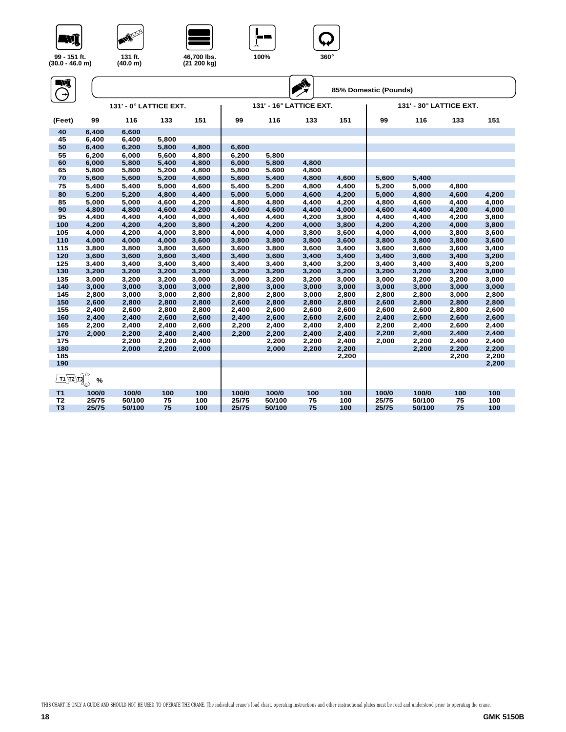99 - 151 ft. (30.0 - 46.0 m) | 131 ft. (40.0 m) | 46,700 lbs. (21 200 kg) | 100% | 360°

85% Domestic (Pounds)

| (Feet) | 131' - 0° LATTICE EXT. | | | | 131' - 16° LATTICE EXT. | | | | 131' - 30° LATTICE EXT. | | | |
|---|---|---|---|---|---|---|---|---|---|---|---|---|
| | 99 | 116 | 133 | 151 | 99 | 116 | 133 | 151 | 99 | 116 | 133 | 151 |
| 40 | 6,400 | 6,600 | | | | | | | | | | |
| 45 | 6,400 | 6,400 | 5,800 | | | | | | | | | |
| 50 | 6,400 | 6,200 | 5,800 | 4,800 | 6,600 | | | | | | | |
| 55 | 6,200 | 6,000 | 5,600 | 4,800 | 6,200 | 5,800 | | | | | | |
| 60 | 6,000 | 5,800 | 5,400 | 4,800 | 6,000 | 5,800 | 4,800 | | | | | |
| 65 | 5,800 | 5,800 | 5,200 | 4,800 | 5,800 | 5,600 | 4,800 | | | | | |
| 70 | 5,600 | 5,600 | 5,200 | 4,600 | 5,600 | 5,400 | 4,800 | 4,600 | 5,600 | 5,400 | | |
| 75 | 5,400 | 5,400 | 5,000 | 4,600 | 5,400 | 5,200 | 4,800 | 4,400 | 5,200 | 5,000 | 4,800 | |
| 80 | 5,200 | 5,200 | 4,800 | 4,400 | 5,000 | 5,000 | 4,600 | 4,200 | 5,000 | 4,800 | 4,600 | 4,200 |
| 85 | 5,000 | 5,000 | 4,600 | 4,200 | 4,800 | 4,800 | 4,400 | 4,200 | 4,800 | 4,600 | 4,400 | 4,000 |
| 90 | 4,800 | 4,800 | 4,600 | 4,200 | 4,600 | 4,600 | 4,400 | 4,000 | 4,600 | 4,400 | 4,200 | 4,000 |
| 95 | 4,400 | 4,400 | 4,400 | 4,000 | 4,400 | 4,400 | 4,200 | 3,800 | 4,400 | 4,400 | 4,200 | 3,800 |
| 100 | 4,200 | 4,200 | 4,200 | 3,800 | 4,200 | 4,200 | 4,000 | 3,800 | 4,200 | 4,200 | 4,000 | 3,800 |
| 105 | 4,000 | 4,200 | 4,000 | 3,800 | 4,000 | 4,000 | 3,800 | 3,600 | 4,000 | 4,000 | 3,800 | 3,600 |
| 110 | 4,000 | 4,000 | 4,000 | 3,600 | 3,800 | 3,800 | 3,800 | 3,600 | 3,800 | 3,800 | 3,800 | 3,600 |
| 115 | 3,800 | 3,800 | 3,800 | 3,600 | 3,600 | 3,800 | 3,600 | 3,400 | 3,600 | 3,600 | 3,600 | 3,400 |
| 120 | 3,600 | 3,600 | 3,600 | 3,400 | 3,400 | 3,600 | 3,400 | 3,400 | 3,400 | 3,600 | 3,400 | 3,200 |
| 125 | 3,400 | 3,400 | 3,400 | 3,400 | 3,400 | 3,400 | 3,400 | 3,200 | 3,400 | 3,400 | 3,400 | 3,200 |
| 130 | 3,200 | 3,200 | 3,200 | 3,200 | 3,200 | 3,200 | 3,200 | 3,200 | 3,200 | 3,200 | 3,200 | 3,000 |
| 135 | 3,000 | 3,200 | 3,200 | 3,000 | 3,000 | 3,200 | 3,200 | 3,000 | 3,000 | 3,200 | 3,200 | 3,000 |
| 140 | 3,000 | 3,000 | 3,000 | 3,000 | 2,800 | 3,000 | 3,000 | 3,000 | 3,000 | 3,000 | 3,000 | 3,000 |
| 145 | 2,800 | 3,000 | 3,000 | 2,800 | 2,800 | 2,800 | 3,000 | 2,800 | 2,800 | 2,800 | 3,000 | 2,800 |
| 150 | 2,600 | 2,800 | 2,800 | 2,800 | 2,600 | 2,800 | 2,800 | 2,800 | 2,600 | 2,800 | 2,800 | 2,800 |
| 155 | 2,400 | 2,600 | 2,800 | 2,800 | 2,400 | 2,600 | 2,600 | 2,600 | 2,600 | 2,600 | 2,800 | 2,600 |
| 160 | 2,400 | 2,400 | 2,600 | 2,600 | 2,400 | 2,600 | 2,600 | 2,600 | 2,400 | 2,600 | 2,600 | 2,600 |
| 165 | 2,200 | 2,400 | 2,400 | 2,600 | 2,200 | 2,400 | 2,400 | 2,400 | 2,200 | 2,400 | 2,600 | 2,400 |
| 170 | 2,000 | 2,200 | 2,400 | 2,400 | 2,200 | 2,200 | 2,400 | 2,400 | 2,200 | 2,400 | 2,400 | 2,400 |
| 175 | | 2,200 | 2,200 | 2,400 | | 2,200 | 2,200 | 2,400 | 2,000 | 2,200 | 2,400 | 2,400 |
| 180 | | 2,000 | 2,200 | 2,000 | | 2,000 | 2,200 | 2,200 | | 2,200 | 2,200 | 2,200 |
| 185 | | | | | | | | 2,200 | | | 2,200 | 2,200 |
| 190 | | | | | | | | | | | | 2,200 |
| T1 T2 T3 % | | | | | | | | | | | | |
| T1 | 100/0 | 100/0 | 100 | 100 | 100/0 | 100/0 | 100 | 100 | 100/0 | 100/0 | 100 | 100 |
| T2 | 25/75 | 50/100 | 75 | 100 | 25/75 | 50/100 | 75 | 100 | 25/75 | 50/100 | 75 | 100 |
| T3 | 25/75 | 50/100 | 75 | 100 | 25/75 | 50/100 | 75 | 100 | 25/75 | 50/100 | 75 | 100 |

THIS CHART IS ONLY A GUIDE AND SHOULD NOT BE USED TO OPERATE THE CRANE. The individual crane's load chart, operating instructions and other instructional plates must be read and understood prior to operating the crane.

GMK 5150B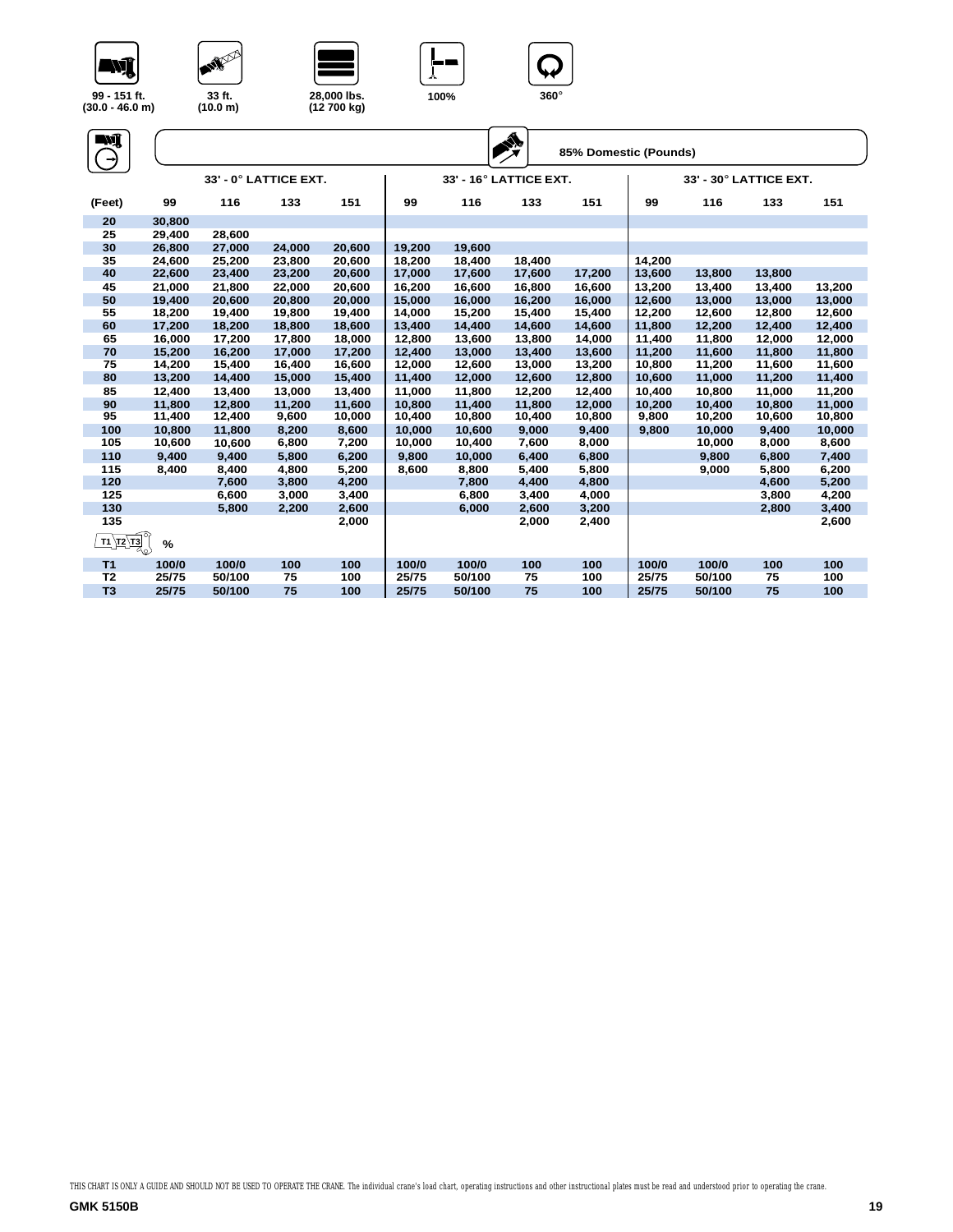| 99 - 151 ft. (30.0 - 46.0 m) | 33 ft. (10.0 m) | 28,000 lbs. (12 700 kg) | 100% | 360° |
|---|---|---|---|---|

**85% Domestic (Pounds)**

| | 33' - 0° LATTICE EXT. | | | | 33' - 16° LATTICE EXT. | | | | 33' - 30° LATTICE EXT. | | | |
|---|---|---|---|---|---|---|---|---|---|---|---|---|
| (Feet) | 99 | 116 | 133 | 151 | 99 | 116 | 133 | 151 | 99 | 116 | 133 | 151 |
| 20 | 30,800 | | | | | | | | | | | |
| 25 | 29,400 | 28,600 | | | | | | | | | | |
| 30 | 26,800 | 27,000 | 24,000 | 20,600 | 19,200 | 19,600 | | | | | | |
| 35 | 24,600 | 25,200 | 23,800 | 20,600 | 18,200 | 18,400 | 18,400 | | 14,200 | | | |
| 40 | 22,600 | 23,400 | 23,200 | 20,600 | 17,000 | 17,600 | 17,600 | 17,200 | 13,600 | 13,800 | 13,800 | |
| 45 | 21,000 | 21,800 | 22,000 | 20,600 | 16,200 | 16,600 | 16,800 | 16,600 | 13,200 | 13,400 | 13,400 | 13,200 |
| 50 | 19,400 | 20,600 | 20,800 | 20,000 | 15,000 | 16,000 | 16,200 | 16,000 | 12,600 | 13,000 | 13,000 | 13,000 |
| 55 | 18,200 | 19,400 | 19,800 | 19,400 | 14,000 | 15,200 | 15,400 | 15,400 | 12,200 | 12,600 | 12,800 | 12,600 |
| 60 | 17,200 | 18,200 | 18,800 | 18,600 | 13,400 | 14,400 | 14,600 | 14,600 | 11,800 | 12,200 | 12,400 | 12,400 |
| 65 | 16,000 | 17,200 | 17,800 | 18,000 | 12,800 | 13,600 | 13,800 | 14,000 | 11,400 | 11,800 | 12,000 | 12,000 |
| 70 | 15,200 | 16,200 | 17,000 | 17,200 | 12,400 | 13,000 | 13,400 | 13,600 | 11,200 | 11,600 | 11,800 | 11,800 |
| 75 | 14,200 | 15,400 | 16,400 | 16,600 | 12,000 | 12,600 | 13,000 | 13,200 | 10,800 | 11,200 | 11,600 | 11,600 |
| 80 | 13,200 | 14,400 | 15,000 | 15,400 | 11,400 | 12,000 | 12,600 | 12,800 | 10,600 | 11,000 | 11,200 | 11,400 |
| 85 | 12,400 | 13,400 | 13,000 | 13,400 | 11,000 | 11,800 | 12,200 | 12,400 | 10,400 | 10,800 | 11,000 | 11,200 |
| 90 | 11,800 | 12,800 | 11,200 | 11,600 | 10,800 | 11,400 | 11,800 | 12,000 | 10,200 | 10,400 | 10,800 | 11,000 |
| 95 | 11,400 | 12,400 | 9,600 | 10,000 | 10,400 | 10,800 | 10,400 | 10,800 | 9,800 | 10,200 | 10,600 | 10,800 |
| 100 | 10,800 | 11,800 | 8,200 | 8,600 | 10,000 | 10,600 | 9,000 | 9,400 | 9,800 | 10,000 | 9,400 | 10,000 |
| 105 | 10,600 | 10,600 | 6,800 | 7,200 | 10,000 | 10,400 | 7,600 | 8,000 | | 10,000 | 8,000 | 8,600 |
| 110 | 9,400 | 9,400 | 5,800 | 6,200 | 9,800 | 10,000 | 6,400 | 6,800 | | 9,800 | 6,800 | 7,400 |
| 115 | 8,400 | 8,400 | 4,800 | 5,200 | 8,600 | 8,800 | 5,400 | 5,800 | | 9,000 | 5,800 | 6,200 |
| 120 | | 7,600 | 3,800 | 4,200 | | 7,800 | 4,400 | 4,800 | | | 4,600 | 5,200 |
| 125 | | 6,600 | 3,000 | 3,400 | | 6,800 | 3,400 | 4,000 | | | 3,800 | 4,200 |
| 130 | | 5,800 | 2,200 | 2,600 | | 6,000 | 2,600 | 3,200 | | | 2,800 | 3,400 |
| 135 | | | | 2,000 | | | 2,000 | 2,400 | | | | 2,600 |
| T1 T2 T3 | % | | | | | | | | | | | |
| T1 | 100/0 | 100/0 | 100 | 100 | 100/0 | 100/0 | 100 | 100 | 100/0 | 100/0 | 100 | 100 |
| T2 | 25/75 | 50/100 | 75 | 100 | 25/75 | 50/100 | 75 | 100 | 25/75 | 50/100 | 75 | 100 |
| T3 | 25/75 | 50/100 | 75 | 100 | 25/75 | 50/100 | 75 | 100 | 25/75 | 50/100 | 75 | 100 |

THIS CHART IS ONLY A GUIDE AND SHOULD NOT BE USED TO OPERATE THE CRANE. The individual crane's load chart, operating instructions and other instructional plates must be read and understood prior to operating the crane.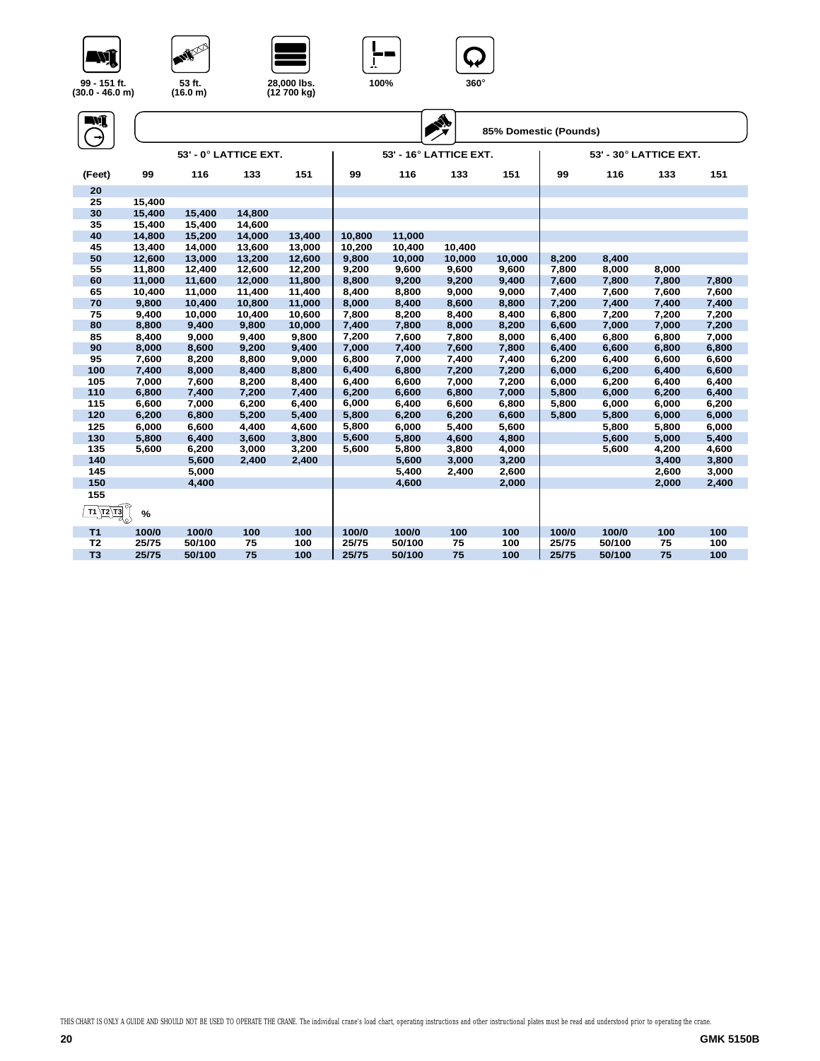99 - 151 ft. (30.0 - 46.0 m) | 53 ft. (16.0 m) | 28,000 lbs. (12 700 kg) | 100% | 360°

**85% Domestic (Pounds)**

| | 53' - 0° LATTICE EXT. | | | | 53' - 16° LATTICE EXT. | | | | 53' - 30° LATTICE EXT. | | | |
|---|---|---|---|---|---|---|---|---|---|---|---|---|
| (Feet) | 99 | 116 | 133 | 151 | 99 | 116 | 133 | 151 | 99 | 116 | 133 | 151 |
| 20 | | | | | | | | | | | | |
| 25 | 15,400 | | | | | | | | | | | |
| 30 | 15,400 | 15,400 | 14,800 | | | | | | | | | |
| 35 | 15,400 | 15,400 | 14,600 | | | | | | | | | |
| 40 | 14,800 | 15,200 | 14,000 | 13,400 | 10,800 | 11,000 | | | | | | |
| 45 | 13,400 | 14,000 | 13,600 | 13,000 | 10,200 | 10,400 | 10,400 | | | | | |
| 50 | 12,600 | 13,000 | 13,200 | 12,600 | 9,800 | 10,000 | 10,000 | 10,000 | 8,200 | 8,400 | | |
| 55 | 11,800 | 12,400 | 12,600 | 12,200 | 9,200 | 9,600 | 9,600 | 9,600 | 7,800 | 8,000 | 8,000 | |
| 60 | 11,000 | 11,600 | 12,000 | 11,800 | 8,800 | 9,200 | 9,200 | 9,400 | 7,600 | 7,800 | 7,800 | 7,800 |
| 65 | 10,400 | 11,000 | 11,400 | 11,400 | 8,400 | 8,800 | 9,000 | 9,000 | 7,400 | 7,600 | 7,600 | 7,600 |
| 70 | 9,800 | 10,400 | 10,800 | 11,000 | 8,000 | 8,400 | 8,600 | 8,800 | 7,200 | 7,400 | 7,400 | 7,400 |
| 75 | 9,400 | 10,000 | 10,400 | 10,600 | 7,800 | 8,200 | 8,400 | 8,400 | 6,800 | 7,200 | 7,200 | 7,200 |
| 80 | 8,800 | 9,400 | 9,800 | 10,000 | 7,400 | 7,800 | 8,000 | 8,200 | 6,600 | 7,000 | 7,000 | 7,200 |
| 85 | 8,400 | 9,000 | 9,400 | 9,800 | 7,200 | 7,600 | 7,800 | 8,000 | 6,400 | 6,800 | 6,800 | 7,000 |
| 90 | 8,000 | 8,600 | 9,200 | 9,400 | 7,000 | 7,400 | 7,600 | 7,800 | 6,400 | 6,600 | 6,800 | 6,800 |
| 95 | 7,600 | 8,200 | 8,800 | 9,000 | 6,800 | 7,000 | 7,400 | 7,400 | 6,200 | 6,400 | 6,600 | 6,600 |
| 100 | 7,400 | 8,000 | 8,400 | 8,800 | 6,400 | 6,800 | 7,200 | 7,200 | 6,000 | 6,200 | 6,400 | 6,600 |
| 105 | 7,000 | 7,600 | 8,200 | 8,400 | 6,400 | 6,600 | 7,000 | 7,200 | 6,000 | 6,200 | 6,400 | 6,400 |
| 110 | 6,800 | 7,400 | 7,200 | 7,400 | 6,200 | 6,600 | 6,800 | 7,000 | 5,800 | 6,000 | 6,200 | 6,400 |
| 115 | 6,600 | 7,000 | 6,200 | 6,400 | 6,000 | 6,400 | 6,600 | 6,800 | 5,800 | 6,000 | 6,000 | 6,200 |
| 120 | 6,200 | 6,800 | 5,200 | 5,400 | 5,800 | 6,200 | 6,200 | 6,600 | 5,800 | 5,800 | 6,000 | 6,000 |
| 125 | 6,000 | 6,600 | 4,400 | 4,600 | 5,800 | 6,000 | 5,400 | 5,600 | | 5,800 | 5,800 | 6,000 |
| 130 | 5,800 | 6,400 | 3,600 | 3,800 | 5,600 | 5,800 | 4,600 | 4,800 | | 5,600 | 5,000 | 5,400 |
| 135 | 5,600 | 6,200 | 3,000 | 3,200 | 5,600 | 5,800 | 3,800 | 4,000 | | 5,600 | 4,200 | 4,600 |
| 140 | | 5,600 | 2,400 | 2,400 | | 5,600 | 3,000 | 3,200 | | | 3,400 | 3,800 |
| 145 | | 5,000 | | | | 5,400 | 2,400 | 2,600 | | | 2,600 | 3,000 |
| 150 | | 4,400 | | | | 4,600 | | 2,000 | | | 2,000 | 2,400 |
| 155 | | | | | | | | | | | | |
| T1 T2 T3 | % | | | | | | | | | | | |
| T1 | 100/0 | 100/0 | 100 | 100 | 100/0 | 100/0 | 100 | 100 | 100/0 | 100/0 | 100 | 100 |
| T2 | 25/75 | 50/100 | 75 | 100 | 25/75 | 50/100 | 75 | 100 | 25/75 | 50/100 | 75 | 100 |
| T3 | 25/75 | 50/100 | 75 | 100 | 25/75 | 50/100 | 75 | 100 | 25/75 | 50/100 | 75 | 100 |

THIS CHART IS ONLY A GUIDE AND SHOULD NOT BE USED TO OPERATE THE CRANE. The individual crane's load chart, operating instructions and other instructional plates must be read and understood prior to operating the crane.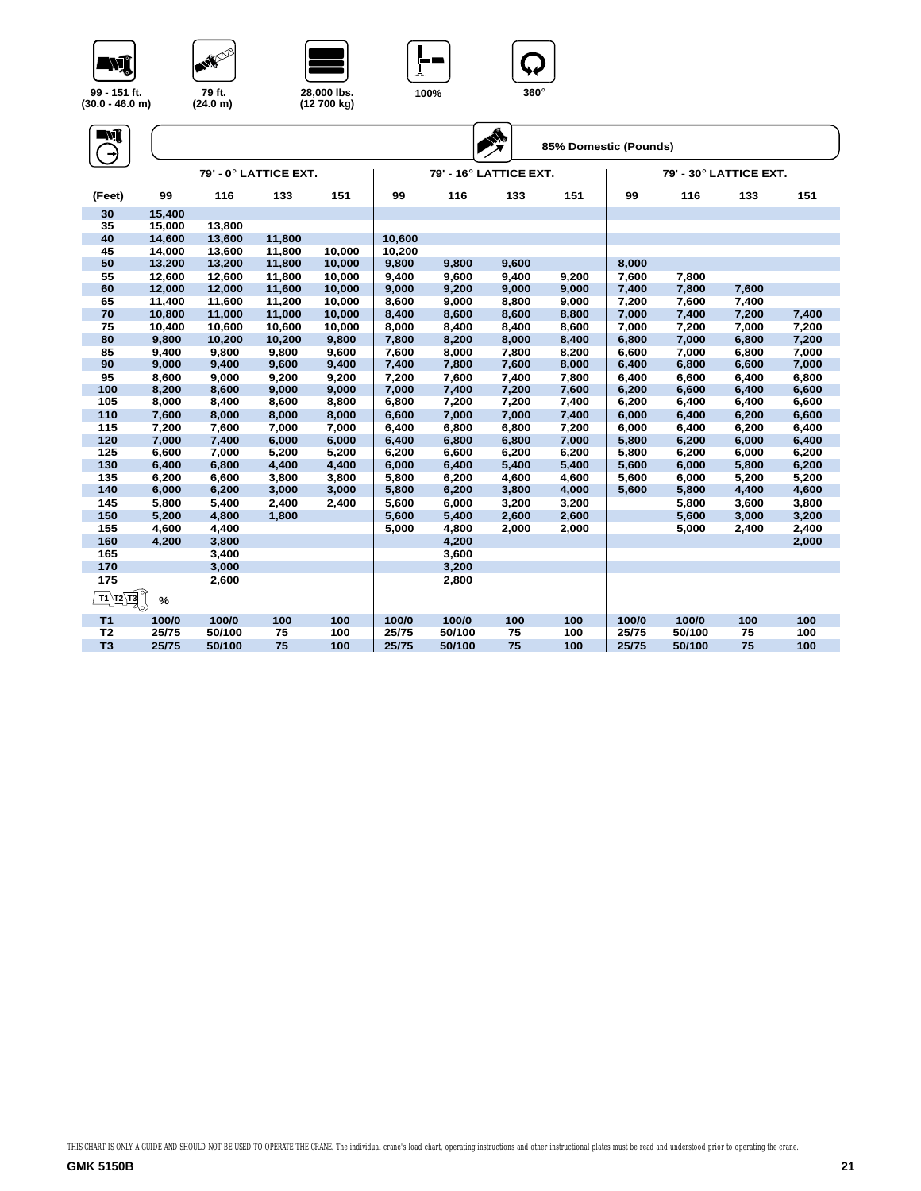99 - 151 ft. (30.0 - 46.0 m) | 79 ft. (24.0 m) | 28,000 lbs. (12 700 kg) | 100% | 360°

85% Domestic (Pounds)

| (Feet) | 79' - 0° LATTICE EXT. | | | | 79' - 16° LATTICE EXT. | | | | 79' - 30° LATTICE EXT. | | | |
|---|---|---|---|---|---|---|---|---|---|---|---|---|
| | 99 | 116 | 133 | 151 | 99 | 116 | 133 | 151 | 99 | 116 | 133 | 151 |
| 30 | 15,400 | | | | | | | | | | | |
| 35 | 15,000 | 13,800 | | | | | | | | | | |
| 40 | 14,600 | 13,600 | 11,800 | | 10,600 | | | | | | | |
| 45 | 14,000 | 13,600 | 11,800 | 10,000 | 10,200 | | | | | | | |
| 50 | 13,200 | 13,200 | 11,800 | 10,000 | 9,800 | 9,800 | 9,600 | | 8,000 | | | |
| 55 | 12,600 | 12,600 | 11,800 | 10,000 | 9,400 | 9,600 | 9,400 | 9,200 | 7,600 | 7,800 | | |
| 60 | 12,000 | 12,000 | 11,600 | 10,000 | 9,000 | 9,200 | 9,000 | 9,000 | 7,400 | 7,800 | 7,600 | |
| 65 | 11,400 | 11,600 | 11,200 | 10,000 | 8,600 | 9,000 | 8,800 | 9,000 | 7,200 | 7,600 | 7,400 | |
| 70 | 10,800 | 11,000 | 11,000 | 10,000 | 8,400 | 8,600 | 8,600 | 8,800 | 7,000 | 7,400 | 7,200 | 7,400 |
| 75 | 10,400 | 10,600 | 10,600 | 10,000 | 8,000 | 8,400 | 8,400 | 8,600 | 7,000 | 7,200 | 7,000 | 7,200 |
| 80 | 9,800 | 10,200 | 10,200 | 9,800 | 7,800 | 8,200 | 8,000 | 8,400 | 6,800 | 7,000 | 6,800 | 7,200 |
| 85 | 9,400 | 9,800 | 9,800 | 9,600 | 7,600 | 8,000 | 7,800 | 8,200 | 6,600 | 7,000 | 6,800 | 7,000 |
| 90 | 9,000 | 9,400 | 9,600 | 9,400 | 7,400 | 7,800 | 7,600 | 8,000 | 6,400 | 6,800 | 6,600 | 7,000 |
| 95 | 8,600 | 9,000 | 9,200 | 9,200 | 7,200 | 7,600 | 7,400 | 7,800 | 6,400 | 6,600 | 6,400 | 6,800 |
| 100 | 8,200 | 8,600 | 9,000 | 9,000 | 7,000 | 7,400 | 7,200 | 7,600 | 6,200 | 6,600 | 6,400 | 6,600 |
| 105 | 8,000 | 8,400 | 8,600 | 8,800 | 6,800 | 7,200 | 7,200 | 7,400 | 6,200 | 6,400 | 6,400 | 6,600 |
| 110 | 7,600 | 8,000 | 8,000 | 8,000 | 6,600 | 7,000 | 7,000 | 7,400 | 6,000 | 6,400 | 6,200 | 6,600 |
| 115 | 7,200 | 7,600 | 7,000 | 7,000 | 6,400 | 6,800 | 6,800 | 7,200 | 6,000 | 6,400 | 6,200 | 6,400 |
| 120 | 7,000 | 7,400 | 6,000 | 6,000 | 6,400 | 6,800 | 6,800 | 7,000 | 5,800 | 6,200 | 6,000 | 6,400 |
| 125 | 6,600 | 7,000 | 5,200 | 5,200 | 6,200 | 6,600 | 6,200 | 6,200 | 5,800 | 6,200 | 6,000 | 6,200 |
| 130 | 6,400 | 6,800 | 4,400 | 4,400 | 6,000 | 6,400 | 5,400 | 5,400 | 5,600 | 6,000 | 5,800 | 6,200 |
| 135 | 6,200 | 6,600 | 3,800 | 3,800 | 5,800 | 6,200 | 4,600 | 4,600 | 5,600 | 6,000 | 5,200 | 5,200 |
| 140 | 6,000 | 6,200 | 3,000 | 3,000 | 5,800 | 6,200 | 3,800 | 4,000 | 5,600 | 5,800 | 4,400 | 4,600 |
| 145 | 5,800 | 5,400 | 2,400 | 2,400 | 5,600 | 6,000 | 3,200 | 3,200 | | 5,800 | 3,600 | 3,800 |
| 150 | 5,200 | 4,800 | 1,800 | | 5,600 | 5,400 | 2,600 | 2,600 | | 5,600 | 3,000 | 3,200 |
| 155 | 4,600 | 4,400 | | | 5,000 | 4,800 | 2,000 | 2,000 | | 5,000 | 2,400 | 2,400 |
| 160 | 4,200 | 3,800 | | | | 4,200 | | | | | | 2,000 |
| 165 | | 3,400 | | | | 3,600 | | | | | | |
| 170 | | 3,000 | | | | 3,200 | | | | | | |
| 175 | | 2,600 | | | | 2,800 | | | | | | |
| T1 T2 T3 % | | | | | | | | | | | | |
| T1 | 100/0 | 100/0 | 100 | 100 | 100/0 | 100/0 | 100 | 100 | 100/0 | 100/0 | 100 | 100 |
| T2 | 25/75 | 50/100 | 75 | 100 | 25/75 | 50/100 | 75 | 100 | 25/75 | 50/100 | 75 | 100 |
| T3 | 25/75 | 50/100 | 75 | 100 | 25/75 | 50/100 | 75 | 100 | 25/75 | 50/100 | 75 | 100 |

THIS CHART IS ONLY A GUIDE AND SHOULD NOT BE USED TO OPERATE THE CRANE. The individual crane's load chart, operating instructions and other instructional plates must be read and understood prior to operating the crane.

GMK 5150B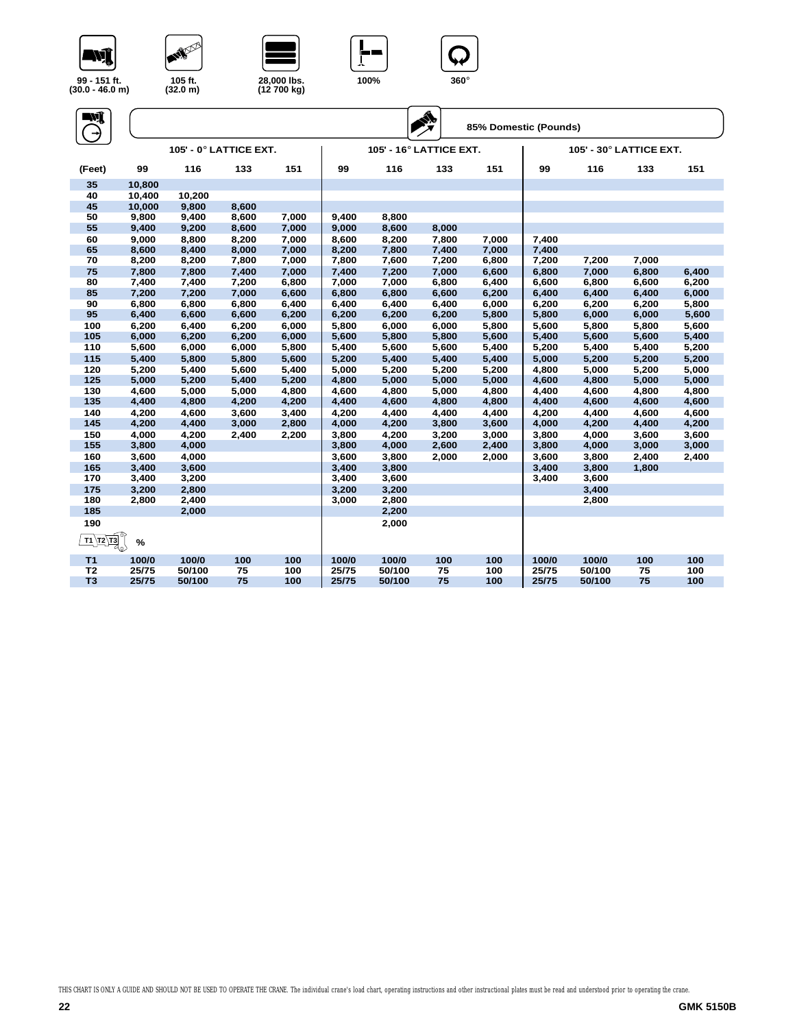99 - 151 ft. (30.0 - 46.0 m) | 105 ft. (32.0 m) | 28,000 lbs. (12 700 kg) | 100% | 360°

85% Domestic (Pounds)

| (Feet) | 105' - 0° LATTICE EXT. | | | | 105' - 16° LATTICE EXT. | | | | 105' - 30° LATTICE EXT. | | | |
|---|---|---|---|---|---|---|---|---|---|---|---|---|
| | 99 | 116 | 133 | 151 | 99 | 116 | 133 | 151 | 99 | 116 | 133 | 151 |
| 35 | 10,800 | | | | | | | | | | | |
| 40 | 10,400 | 10,200 | | | | | | | | | | |
| 45 | 10,000 | 9,800 | 8,600 | | | | | | | | | |
| 50 | 9,800 | 9,400 | 8,600 | 7,000 | 9,400 | 8,800 | | | | | | |
| 55 | 9,400 | 9,200 | 8,600 | 7,000 | 9,000 | 8,600 | 8,000 | | | | | |
| 60 | 9,000 | 8,800 | 8,200 | 7,000 | 8,600 | 8,200 | 7,800 | 7,000 | 7,400 | | | |
| 65 | 8,600 | 8,400 | 8,000 | 7,000 | 8,200 | 7,800 | 7,400 | 7,000 | 7,400 | | | |
| 70 | 8,200 | 8,200 | 7,800 | 7,000 | 7,800 | 7,600 | 7,200 | 6,800 | 7,200 | 7,200 | 7,000 | |
| 75 | 7,800 | 7,800 | 7,400 | 7,000 | 7,400 | 7,200 | 7,000 | 6,600 | 6,800 | 7,000 | 6,800 | 6,400 |
| 80 | 7,400 | 7,400 | 7,200 | 6,800 | 7,000 | 7,000 | 6,800 | 6,400 | 6,600 | 6,800 | 6,600 | 6,200 |
| 85 | 7,200 | 7,200 | 7,000 | 6,600 | 6,800 | 6,800 | 6,600 | 6,200 | 6,400 | 6,400 | 6,400 | 6,000 |
| 90 | 6,800 | 6,800 | 6,800 | 6,400 | 6,400 | 6,400 | 6,400 | 6,000 | 6,200 | 6,200 | 6,200 | 5,800 |
| 95 | 6,400 | 6,600 | 6,600 | 6,200 | 6,200 | 6,200 | 6,200 | 5,800 | 5,800 | 6,000 | 6,000 | 5,600 |
| 100 | 6,200 | 6,400 | 6,200 | 6,000 | 5,800 | 6,000 | 6,000 | 5,800 | 5,600 | 5,800 | 5,800 | 5,600 |
| 105 | 6,000 | 6,200 | 6,200 | 6,000 | 5,600 | 5,800 | 5,800 | 5,600 | 5,400 | 5,600 | 5,600 | 5,400 |
| 110 | 5,600 | 6,000 | 6,000 | 5,800 | 5,400 | 5,600 | 5,600 | 5,400 | 5,200 | 5,400 | 5,400 | 5,200 |
| 115 | 5,400 | 5,800 | 5,800 | 5,600 | 5,200 | 5,400 | 5,400 | 5,400 | 5,000 | 5,200 | 5,200 | 5,200 |
| 120 | 5,200 | 5,400 | 5,600 | 5,400 | 5,000 | 5,200 | 5,200 | 5,200 | 4,800 | 5,000 | 5,200 | 5,000 |
| 125 | 5,000 | 5,200 | 5,400 | 5,200 | 4,800 | 5,000 | 5,000 | 5,000 | 4,600 | 4,800 | 5,000 | 5,000 |
| 130 | 4,600 | 5,000 | 5,000 | 4,800 | 4,600 | 4,800 | 5,000 | 4,800 | 4,400 | 4,600 | 4,800 | 4,800 |
| 135 | 4,400 | 4,800 | 4,200 | 4,200 | 4,400 | 4,600 | 4,800 | 4,800 | 4,400 | 4,600 | 4,600 | 4,600 |
| 140 | 4,200 | 4,600 | 3,600 | 3,400 | 4,200 | 4,400 | 4,400 | 4,400 | 4,200 | 4,400 | 4,600 | 4,600 |
| 145 | 4,200 | 4,400 | 3,000 | 2,800 | 4,000 | 4,200 | 3,800 | 3,600 | 4,000 | 4,200 | 4,400 | 4,200 |
| 150 | 4,000 | 4,200 | 2,400 | 2,200 | 3,800 | 4,200 | 3,200 | 3,000 | 3,800 | 4,000 | 3,600 | 3,600 |
| 155 | 3,800 | 4,000 | | | 3,800 | 4,000 | 2,600 | 2,400 | 3,800 | 4,000 | 3,000 | 3,000 |
| 160 | 3,600 | 4,000 | | | 3,600 | 3,800 | 2,000 | 2,000 | 3,600 | 3,800 | 2,400 | 2,400 |
| 165 | 3,400 | 3,600 | | | 3,400 | 3,800 | | | 3,400 | 3,800 | 1,800 | |
| 170 | 3,400 | 3,200 | | | 3,400 | 3,600 | | | 3,400 | 3,600 | | |
| 175 | 3,200 | 2,800 | | | 3,200 | 3,200 | | | | 3,400 | | |
| 180 | 2,800 | 2,400 | | | 3,000 | 2,800 | | | | 2,800 | | |
| 185 | | 2,000 | | | | 2,200 | | | | | | |
| 190 | | | | | | 2,000 | | | | | | |
| T1 T2 T3 % | | | | | | | | | | | | |
| T1 | 100/0 | 100/0 | 100 | 100 | 100/0 | 100/0 | 100 | 100 | 100/0 | 100/0 | 100 | 100 |
| T2 | 25/75 | 50/100 | 75 | 100 | 25/75 | 50/100 | 75 | 100 | 25/75 | 50/100 | 75 | 100 |
| T3 | 25/75 | 50/100 | 75 | 100 | 25/75 | 50/100 | 75 | 100 | 25/75 | 50/100 | 75 | 100 |

THIS CHART IS ONLY A GUIDE AND SHOULD NOT BE USED TO OPERATE THE CRANE. The individual crane's load chart, operating instructions and other instructional plates must be read and understood prior to operating the crane.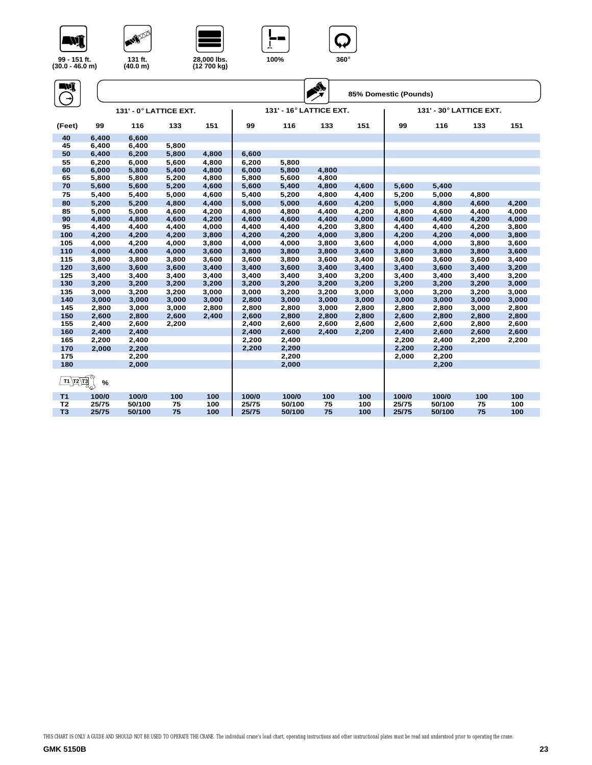99 - 151 ft. (30.0 - 46.0 m) | 131 ft. (40.0 m) | 28,000 lbs. (12 700 kg) | 100% | 360°

85% Domestic (Pounds)

| (Feet) | 131' - 0° LATTICE EXT. | | | | 131' - 16° LATTICE EXT. | | | | 131' - 30° LATTICE EXT. | | | |
|---|---|---|---|---|---|---|---|---|---|---|---|---|
| | 99 | 116 | 133 | 151 | 99 | 116 | 133 | 151 | 99 | 116 | 133 | 151 |
| 40 | 6,400 | 6,600 | | | | | | | | | | |
| 45 | 6,400 | 6,400 | 5,800 | | | | | | | | | |
| 50 | 6,400 | 6,200 | 5,800 | 4,800 | 6,600 | | | | | | | |
| 55 | 6,200 | 6,000 | 5,600 | 4,800 | 6,200 | 5,800 | | | | | | |
| 60 | 6,000 | 5,800 | 5,400 | 4,800 | 6,000 | 5,800 | 4,800 | | | | | |
| 65 | 5,800 | 5,800 | 5,200 | 4,800 | 5,800 | 5,600 | 4,800 | | | | | |
| 70 | 5,600 | 5,600 | 5,200 | 4,600 | 5,600 | 5,400 | 4,800 | 4,600 | 5,600 | 5,400 | | |
| 75 | 5,400 | 5,400 | 5,000 | 4,600 | 5,400 | 5,200 | 4,800 | 4,400 | 5,200 | 5,000 | 4,800 | |
| 80 | 5,200 | 5,200 | 4,800 | 4,400 | 5,000 | 5,000 | 4,600 | 4,200 | 5,000 | 4,800 | 4,600 | 4,200 |
| 85 | 5,000 | 5,000 | 4,600 | 4,200 | 4,800 | 4,800 | 4,400 | 4,200 | 4,800 | 4,600 | 4,400 | 4,000 |
| 90 | 4,800 | 4,800 | 4,600 | 4,200 | 4,600 | 4,600 | 4,400 | 4,000 | 4,600 | 4,400 | 4,200 | 4,000 |
| 95 | 4,400 | 4,400 | 4,400 | 4,000 | 4,400 | 4,400 | 4,200 | 3,800 | 4,400 | 4,400 | 4,200 | 3,800 |
| 100 | 4,200 | 4,200 | 4,200 | 3,800 | 4,200 | 4,200 | 4,000 | 3,800 | 4,200 | 4,200 | 4,000 | 3,800 |
| 105 | 4,000 | 4,200 | 4,000 | 3,800 | 4,000 | 4,000 | 3,800 | 3,600 | 4,000 | 4,000 | 3,800 | 3,600 |
| 110 | 4,000 | 4,000 | 4,000 | 3,600 | 3,800 | 3,800 | 3,800 | 3,600 | 3,800 | 3,800 | 3,800 | 3,600 |
| 115 | 3,800 | 3,800 | 3,800 | 3,600 | 3,600 | 3,800 | 3,600 | 3,400 | 3,600 | 3,600 | 3,600 | 3,400 |
| 120 | 3,600 | 3,600 | 3,600 | 3,400 | 3,400 | 3,600 | 3,400 | 3,400 | 3,400 | 3,600 | 3,400 | 3,200 |
| 125 | 3,400 | 3,400 | 3,400 | 3,400 | 3,400 | 3,400 | 3,400 | 3,200 | 3,400 | 3,400 | 3,400 | 3,200 |
| 130 | 3,200 | 3,200 | 3,200 | 3,200 | 3,200 | 3,200 | 3,200 | 3,200 | 3,200 | 3,200 | 3,200 | 3,000 |
| 135 | 3,000 | 3,200 | 3,200 | 3,000 | 3,000 | 3,200 | 3,200 | 3,000 | 3,000 | 3,200 | 3,200 | 3,000 |
| 140 | 3,000 | 3,000 | 3,000 | 3,000 | 2,800 | 3,000 | 3,000 | 3,000 | 3,000 | 3,000 | 3,000 | 3,000 |
| 145 | 2,800 | 3,000 | 3,000 | 2,800 | 2,800 | 2,800 | 3,000 | 2,800 | 2,800 | 2,800 | 3,000 | 2,800 |
| 150 | 2,600 | 2,800 | 2,600 | 2,400 | 2,600 | 2,800 | 2,800 | 2,800 | 2,600 | 2,800 | 2,800 | 2,800 |
| 155 | 2,400 | 2,600 | 2,200 | | 2,400 | 2,600 | 2,600 | 2,600 | 2,600 | 2,600 | 2,800 | 2,600 |
| 160 | 2,400 | 2,400 | | | 2,400 | 2,600 | 2,400 | 2,200 | 2,400 | 2,600 | 2,600 | 2,600 |
| 165 | 2,200 | 2,400 | | | 2,200 | 2,400 | | | 2,200 | 2,400 | 2,200 | 2,200 |
| 170 | 2,000 | 2,200 | | | 2,200 | 2,200 | | | 2,200 | 2,200 | | |
| 175 | | 2,200 | | | | 2,200 | | | 2,000 | 2,200 | | |
| 180 | | 2,000 | | | | 2,000 | | | | 2,200 | | |
| T1 T2 T3 % | | | | | | | | | | | | |
| T1 | 100/0 | 100/0 | 100 | 100 | 100/0 | 100/0 | 100 | 100 | 100/0 | 100/0 | 100 | 100 |
| T2 | 25/75 | 50/100 | 75 | 100 | 25/75 | 50/100 | 75 | 100 | 25/75 | 50/100 | 75 | 100 |
| T3 | 25/75 | 50/100 | 75 | 100 | 25/75 | 50/100 | 75 | 100 | 25/75 | 50/100 | 75 | 100 |

THIS CHART IS ONLY A GUIDE AND SHOULD NOT BE USED TO OPERATE THE CRANE. The individual crane's load chart, operating instructions and other instructional plates must be read and understood prior to operating the crane.

GMK 5150B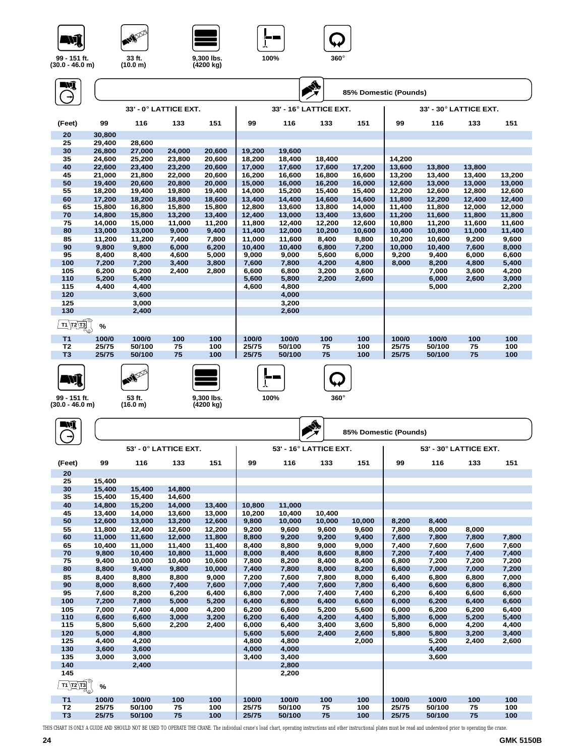| 99 - 151 ft. (30.0 - 46.0 m) | 33 ft. (10.0 m) | 9,300 lbs. (4200 kg) | 100% | 360° |
|---|---|---|---|---|

**85% Domestic (Pounds)**

| (Feet) | 33' - 0° LATTICE EXT. 99 | 116 | 133 | 151 | 33' - 16° LATTICE EXT. 99 | 116 | 133 | 151 | 33' - 30° LATTICE EXT. 99 | 116 | 133 | 151 |
|---|---|---|---|---|---|---|---|---|---|---|---|---|
| 20 | 30,800 | | | | | | | | | | | |
| 25 | 29,400 | 28,600 | | | | | | | | | | |
| 30 | 26,800 | 27,000 | 24,000 | 20,600 | 19,200 | 19,600 | | | | | | |
| 35 | 24,600 | 25,200 | 23,800 | 20,600 | 18,200 | 18,400 | 18,400 | | 14,200 | | | |
| 40 | 22,600 | 23,400 | 23,200 | 20,600 | 17,000 | 17,600 | 17,600 | 17,200 | 13,600 | 13,800 | 13,800 | |
| 45 | 21,000 | 21,800 | 22,000 | 20,600 | 16,200 | 16,600 | 16,800 | 16,600 | 13,200 | 13,400 | 13,400 | 13,200 |
| 50 | 19,400 | 20,600 | 20,800 | 20,000 | 15,000 | 16,000 | 16,200 | 16,000 | 12,600 | 13,000 | 13,000 | 13,000 |
| 55 | 18,200 | 19,400 | 19,800 | 19,400 | 14,000 | 15,200 | 15,400 | 15,400 | 12,200 | 12,600 | 12,800 | 12,600 |
| 60 | 17,200 | 18,200 | 18,800 | 18,600 | 13,400 | 14,400 | 14,600 | 14,600 | 11,800 | 12,200 | 12,400 | 12,400 |
| 65 | 15,800 | 16,800 | 15,800 | 15,800 | 12,800 | 13,600 | 13,800 | 14,000 | 11,400 | 11,800 | 12,000 | 12,000 |
| 70 | 14,800 | 15,800 | 13,200 | 13,400 | 12,400 | 13,000 | 13,400 | 13,600 | 11,200 | 11,600 | 11,800 | 11,800 |
| 75 | 14,000 | 15,000 | 11,000 | 11,200 | 11,800 | 12,400 | 12,200 | 12,600 | 10,800 | 11,200 | 11,600 | 11,600 |
| 80 | 13,000 | 13,000 | 9,000 | 9,400 | 11,400 | 12,000 | 10,200 | 10,600 | 10,400 | 10,800 | 11,000 | 11,400 |
| 85 | 11,200 | 11,200 | 7,400 | 7,800 | 11,000 | 11,600 | 8,400 | 8,800 | 10,200 | 10,600 | 9,200 | 9,600 |
| 90 | 9,800 | 9,800 | 6,000 | 6,200 | 10,400 | 10,400 | 6,800 | 7,200 | 10,000 | 10,400 | 7,600 | 8,000 |
| 95 | 8,400 | 8,400 | 4,600 | 5,000 | 9,000 | 9,000 | 5,600 | 6,000 | 9,200 | 9,400 | 6,000 | 6,600 |
| 100 | 7,200 | 7,200 | 3,400 | 3,800 | 7,600 | 7,800 | 4,200 | 4,800 | 8,000 | 8,200 | 4,800 | 5,400 |
| 105 | 6,200 | 6,200 | 2,400 | 2,800 | 6,600 | 6,800 | 3,200 | 3,600 | | 7,000 | 3,600 | 4,200 |
| 110 | 5,200 | 5,400 | | | 5,600 | 5,800 | 2,200 | 2,600 | | 6,000 | 2,600 | 3,000 |
| 115 | 4,400 | 4,400 | | | 4,600 | 4,800 | | | | 5,000 | | 2,200 |
| 120 | | 3,600 | | | | 4,000 | | | | | | |
| 125 | | 3,000 | | | | 3,200 | | | | | | |
| 130 | | 2,400 | | | | 2,600 | | | | | | |
| T1 T2 T3 % | | | | | | | | | | | | |
| T1 | 100/0 | 100/0 | 100 | 100 | 100/0 | 100/0 | 100 | 100 | 100/0 | 100/0 | 100 | 100 |
| T2 | 25/75 | 50/100 | 75 | 100 | 25/75 | 50/100 | 75 | 100 | 25/75 | 50/100 | 75 | 100 |
| T3 | 25/75 | 50/100 | 75 | 100 | 25/75 | 50/100 | 75 | 100 | 25/75 | 50/100 | 75 | 100 |

| 99 - 151 ft. (30.0 - 46.0 m) | 53 ft. (16.0 m) | 9,300 lbs. (4200 kg) | 100% | 360° |
|---|---|---|---|---|

**85% Domestic (Pounds)**

| (Feet) | 53' - 0° LATTICE EXT. 99 | 116 | 133 | 151 | 53' - 16° LATTICE EXT. 99 | 116 | 133 | 151 | 53' - 30° LATTICE EXT. 99 | 116 | 133 | 151 |
|---|---|---|---|---|---|---|---|---|---|---|---|---|
| 20 | | | | | | | | | | | | |
| 25 | 15,400 | | | | | | | | | | | |
| 30 | 15,400 | 15,400 | 14,800 | | | | | | | | | |
| 35 | 15,400 | 15,400 | 14,600 | | | | | | | | | |
| 40 | 14,800 | 15,200 | 14,000 | 13,400 | 10,800 | 11,000 | | | | | | |
| 45 | 13,400 | 14,000 | 13,600 | 13,000 | 10,200 | 10,400 | 10,400 | | | | | |
| 50 | 12,600 | 13,000 | 13,200 | 12,600 | 9,800 | 10,000 | 10,000 | 10,000 | 8,200 | 8,400 | | |
| 55 | 11,800 | 12,400 | 12,600 | 12,200 | 9,200 | 9,600 | 9,600 | 9,600 | 7,800 | 8,000 | 8,000 | |
| 60 | 11,000 | 11,600 | 12,000 | 11,800 | 8,800 | 9,200 | 9,200 | 9,400 | 7,600 | 7,800 | 7,800 | 7,800 |
| 65 | 10,400 | 11,000 | 11,400 | 11,400 | 8,400 | 8,800 | 9,000 | 9,000 | 7,400 | 7,600 | 7,600 | 7,600 |
| 70 | 9,800 | 10,400 | 10,800 | 11,000 | 8,000 | 8,400 | 8,600 | 8,800 | 7,200 | 7,400 | 7,400 | 7,400 |
| 75 | 9,400 | 10,000 | 10,400 | 10,600 | 7,800 | 8,200 | 8,400 | 8,400 | 6,800 | 7,200 | 7,200 | 7,200 |
| 80 | 8,800 | 9,400 | 9,800 | 10,000 | 7,400 | 7,800 | 8,000 | 8,200 | 6,600 | 7,000 | 7,000 | 7,200 |
| 85 | 8,400 | 8,800 | 8,800 | 9,000 | 7,200 | 7,600 | 7,800 | 8,000 | 6,400 | 6,800 | 6,800 | 7,000 |
| 90 | 8,000 | 8,600 | 7,400 | 7,600 | 7,000 | 7,400 | 7,600 | 7,800 | 6,400 | 6,600 | 6,800 | 6,800 |
| 95 | 7,600 | 8,200 | 6,200 | 6,400 | 6,800 | 7,000 | 7,400 | 7,400 | 6,200 | 6,400 | 6,600 | 6,600 |
| 100 | 7,200 | 7,800 | 5,000 | 5,200 | 6,400 | 6,800 | 6,400 | 6,600 | 6,000 | 6,200 | 6,400 | 6,600 |
| 105 | 7,000 | 7,400 | 4,000 | 4,200 | 6,200 | 6,600 | 5,200 | 5,600 | 6,000 | 6,200 | 6,200 | 6,400 |
| 110 | 6,600 | 6,600 | 3,000 | 3,200 | 6,200 | 6,400 | 4,200 | 4,400 | 5,800 | 6,000 | 5,200 | 5,400 |
| 115 | 5,800 | 5,600 | 2,200 | 2,400 | 6,000 | 6,400 | 3,400 | 3,600 | 5,800 | 6,000 | 4,200 | 4,400 |
| 120 | 5,000 | 4,800 | | | 5,600 | 5,600 | 2,400 | 2,600 | 5,800 | 5,800 | 3,200 | 3,400 |
| 125 | 4,400 | 4,200 | | | 4,800 | 4,800 | | 2,000 | | 5,200 | 2,400 | 2,600 |
| 130 | 3,600 | 3,600 | | | 4,000 | 4,000 | | | | 4,400 | | |
| 135 | 3,000 | 3,000 | | | 3,400 | 3,400 | | | | 3,600 | | |
| 140 | | 2,400 | | | | 2,800 | | | | | | |
| 145 | | | | | | 2,200 | | | | | | |
| T1 T2 T3 % | | | | | | | | | | | | |
| T1 | 100/0 | 100/0 | 100 | 100 | 100/0 | 100/0 | 100 | 100 | 100/0 | 100/0 | 100 | 100 |
| T2 | 25/75 | 50/100 | 75 | 100 | 25/75 | 50/100 | 75 | 100 | 25/75 | 50/100 | 75 | 100 |
| T3 | 25/75 | 50/100 | 75 | 100 | 25/75 | 50/100 | 75 | 100 | 25/75 | 50/100 | 75 | 100 |

THIS CHART IS ONLY A GUIDE AND SHOULD NOT BE USED TO OPERATE THE CRANE. The individual crane's load chart, operating instructions and other instructional plates must be read and understood prior to operating the crane.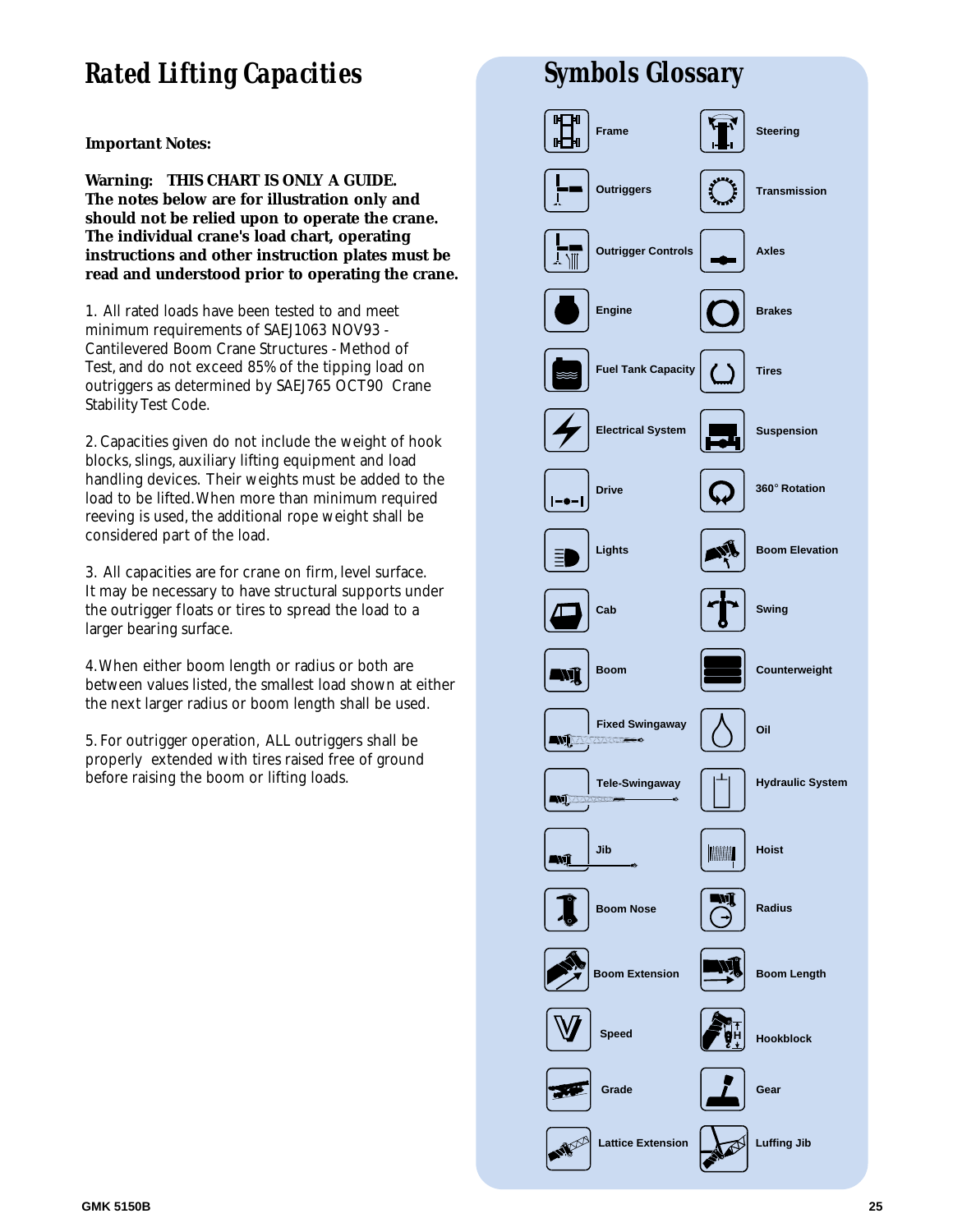# Rated Lifting Capacities

**Important Notes:**

**Warning: THIS CHART IS ONLY A GUIDE. The notes below are for illustration only and should not be relied upon to operate the crane. The individual crane's load chart, operating instructions and other instruction plates must be read and understood prior to operating the crane.**

1. All rated loads have been tested to and meet minimum requirements of SAEJ1063 NOV93 - Cantilevered Boom Crane Structures - Method of Test, and do not exceed 85% of the tipping load on outriggers as determined by SAEJ765 OCT90 Crane Stability Test Code.

2. Capacities given do not include the weight of hook blocks, slings, auxiliary lifting equipment and load handling devices. Their weights must be added to the load to be lifted. When more than minimum required reeving is used, the additional rope weight shall be considered part of the load.

3. All capacities are for crane on firm, level surface. It may be necessary to have structural supports under the outrigger floats or tires to spread the load to a larger bearing surface.

4. When either boom length or radius or both are between values listed, the smallest load shown at either the next larger radius or boom length shall be used.

5. For outrigger operation, ALL outriggers shall be properly extended with tires raised free of ground before raising the boom or lifting loads.

# Symbols Glossary

| | |
|---|---|
| Frame | Steering |
| Outriggers | Transmission |
| Outrigger Controls | Axles |
| Engine | Brakes |
| Fuel Tank Capacity | Tires |
| Electrical System | Suspension |
| Drive | 360° Rotation |
| Lights | Boom Elevation |
| Cab | Swing |
| Boom | Counterweight |
| Fixed Swingaway | Oil |
| Tele-Swingaway | Hydraulic System |
| Jib | Hoist |
| Boom Nose | Radius |
| Boom Extension | Boom Length |
| Speed | Hookblock |
| Grade | Gear |
| Lattice Extension | Luffing Jib |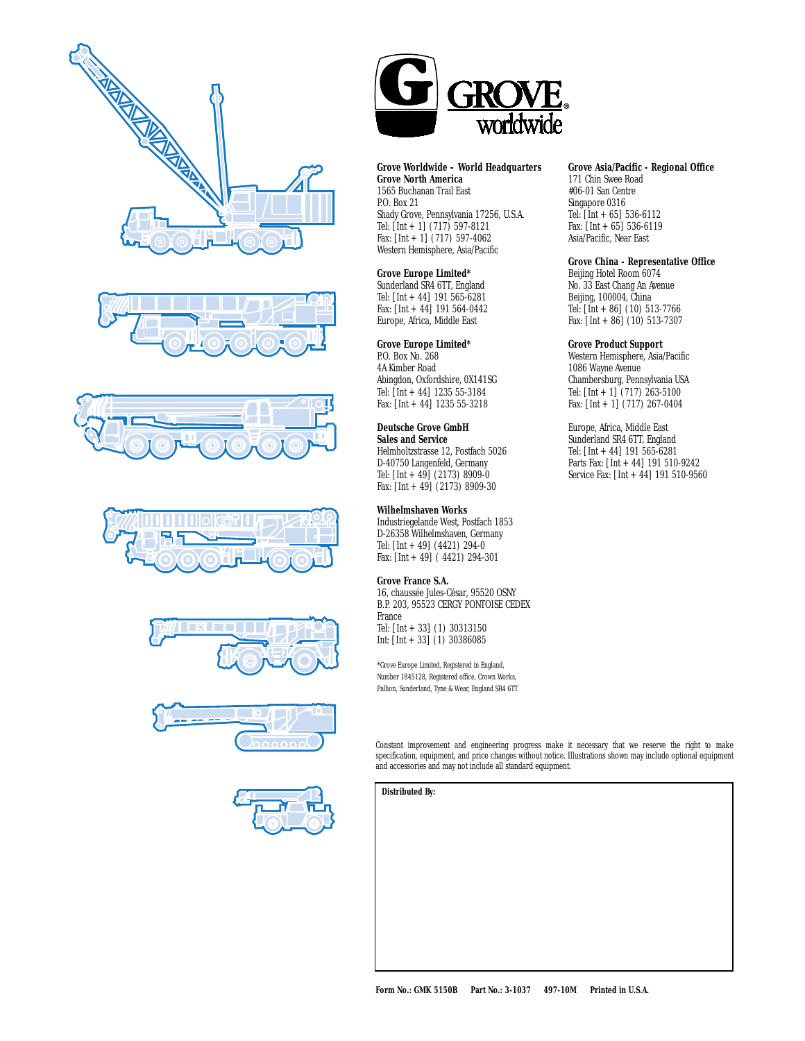GROVE worldwide

**Grove Worldwide – World Headquarters**
**Grove North America**
1565 Buchanan Trail East
P.O. Box 21
Shady Grove, Pennsylvania 17256, U.S.A.
Tel: [Int + 1] (717) 597-8121
Fax: [Int + 1] (717) 597-4062
Western Hemisphere, Asia/Pacific

**Grove Europe Limited***
Sunderland SR4 6TT, England
Tel: [Int + 44] 191 565-6281
Fax: [Int + 44] 191 564-0442
Europe, Africa, Middle East

**Grove Europe Limited***
P.O. Box No. 268
4A Kimber Road
Abingdon, Oxfordshire, 0X141SG
Tel: [Int + 44] 1235 55-3184
Fax: [Int + 44] 1235 55-3218

**Deutsche Grove GmbH**
**Sales and Service**
Helmholtzstrasse 12, Postfach 5026
D-40750 Langenfeld, Germany
Tel: [Int + 49] (2173) 8909-0
Fax: [Int + 49] (2173) 8909-30

**Wilhelmshaven Works**
Industriegelande West, Postfach 1853
D-26358 Wilhelmshaven, Germany
Tel: [Int + 49] (4421) 294-0
Fax: [Int + 49] ( 4421) 294-301

**Grove France S.A.**
16, chaussée Jules-César, 95520 OSNY
B.P. 203, 95523 CERGY PONTOISE CEDEX
France
Tel: [Int + 33] (1) 30313150
Int: [Int + 33] (1) 30386085

*Grove Europe Limited, Registered in England, Number 1845128, Registered office, Crown Works, Pallion, Sunderland, Tyne & Wear, England SR4 6TT

**Grove Asia/Pacific - Regional Office**
171 Chin Swee Road
#06-01 San Centre
Singapore 0316
Tel: [Int + 65] 536-6112
Fax: [Int + 65] 536-6119
Asia/Pacific, Near East

**Grove China - Representative Office**
Beijing Hotel Room 6074
No. 33 East Chang An Avenue
Beijing, 100004, China
Tel: [Int + 86] (10) 513-7766
Fax: [Int + 86] (10) 513-7307

**Grove Product Support**
Western Hemisphere, Asia/Pacific
1086 Wayne Avenue
Chambersburg, Pennsylvania USA
Tel: [Int + 1] (717) 263-5100
Fax: [Int + 1] (717) 267-0404

Europe, Africa, Middle East
Sunderland SR4 6TT, England
Tel: [Int + 44] 191 565-6281
Parts Fax: [Int + 44] 191 510-9242
Service Fax: [Int + 44] 191 510-9560

Constant improvement and engineering progress make it necessary that we reserve the right to make specification, equipment, and price changes without notice. Illustrations shown may include optional equipment and accessories and may not include all standard equipment.

**Distributed By:**

**Form No.: GMK 5150B Part No.: 3-1037 497-10M Printed in U.S.A.**